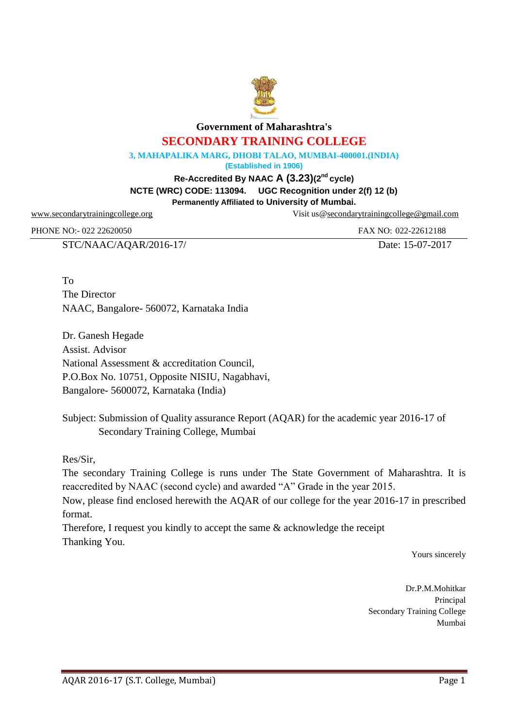**Government of Maharashtra's**

# SECONDARY TRAINING COLLEGE

**3, MAHAPALIKA MARG, DHOBI TALAO, MUMBAI-400001.(INDIA)**

**(Established in 1906)**

**Re-Accredited By NAAC A (3.23)(2nd cycle)**

**NCTE (WRC) CODE: 113094. UGC Recognition under 2(f) 12 (b)**

**Permanently Affiliated to University of Mumbai.**

www.secondarytrainingcollege.org Visit us@secondarytrainingcollege@gmail.com

PHONE NO:- 022 22620050 FAX NO: 022-22612188

STC/NAAC/AQAR/2016-17/ Date: 15-07-2017

To
The Director
NAAC, Bangalore- 560072, Karnataka India

Dr. Ganesh Hegade
Assist. Advisor
National Assessment & accreditation Council,
P.O.Box No. 10751, Opposite NISIU, Nagabhavi,
Bangalore- 5600072, Karnataka (India)

Subject: Submission of Quality assurance Report (AQAR) for the academic year 2016-17 of Secondary Training College, Mumbai

Res/Sir,

The secondary Training College is runs under The State Government of Maharashtra. It is reaccredited by NAAC (second cycle) and awarded "A" Grade in the year 2015.

Now, please find enclosed herewith the AQAR of our college for the year 2016-17 in prescribed format.

Therefore, I request you kindly to accept the same & acknowledge the receipt

Thanking You.

Yours sincerely

Dr.P.M.Mohitkar
Principal
Secondary Training College
Mumbai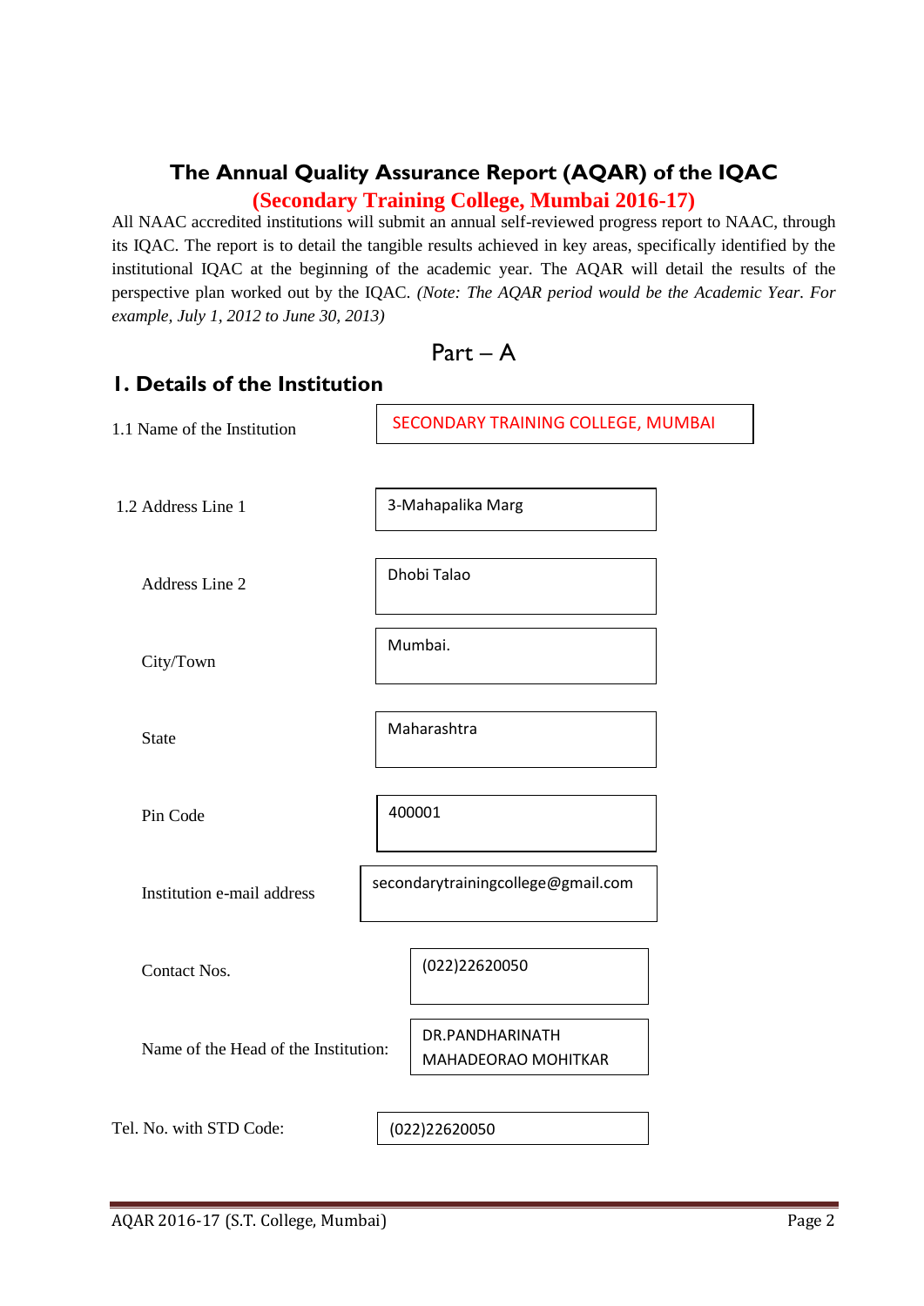# The Annual Quality Assurance Report (AQAR) of the IQAC

**(Secondary Training College, Mumbai 2016-17)**

All NAAC accredited institutions will submit an annual self-reviewed progress report to NAAC, through its IQAC. The report is to detail the tangible results achieved in key areas, specifically identified by the institutional IQAC at the beginning of the academic year. The AQAR will detail the results of the perspective plan worked out by the IQAC. *(Note: The AQAR period would be the Academic Year. For example, July 1, 2012 to June 30, 2013)*

## Part – A

### 1. Details of the Institution

| | |
|---|---|
| 1.1 Name of the Institution | SECONDARY TRAINING COLLEGE, MUMBAI |
| 1.2 Address Line 1 | 3-Mahapalika Marg |
| Address Line 2 | Dhobi Talao |
| City/Town | Mumbai. |
| State | Maharashtra |
| Pin Code | 400001 |
| Institution e-mail address | secondarytrainingcollege@gmail.com |
| Contact Nos. | (022)22620050 |
| Name of the Head of the Institution: | DR.PANDHARINATH MAHADEORAO MOHITKAR |
| Tel. No. with STD Code: | (022)22620050 |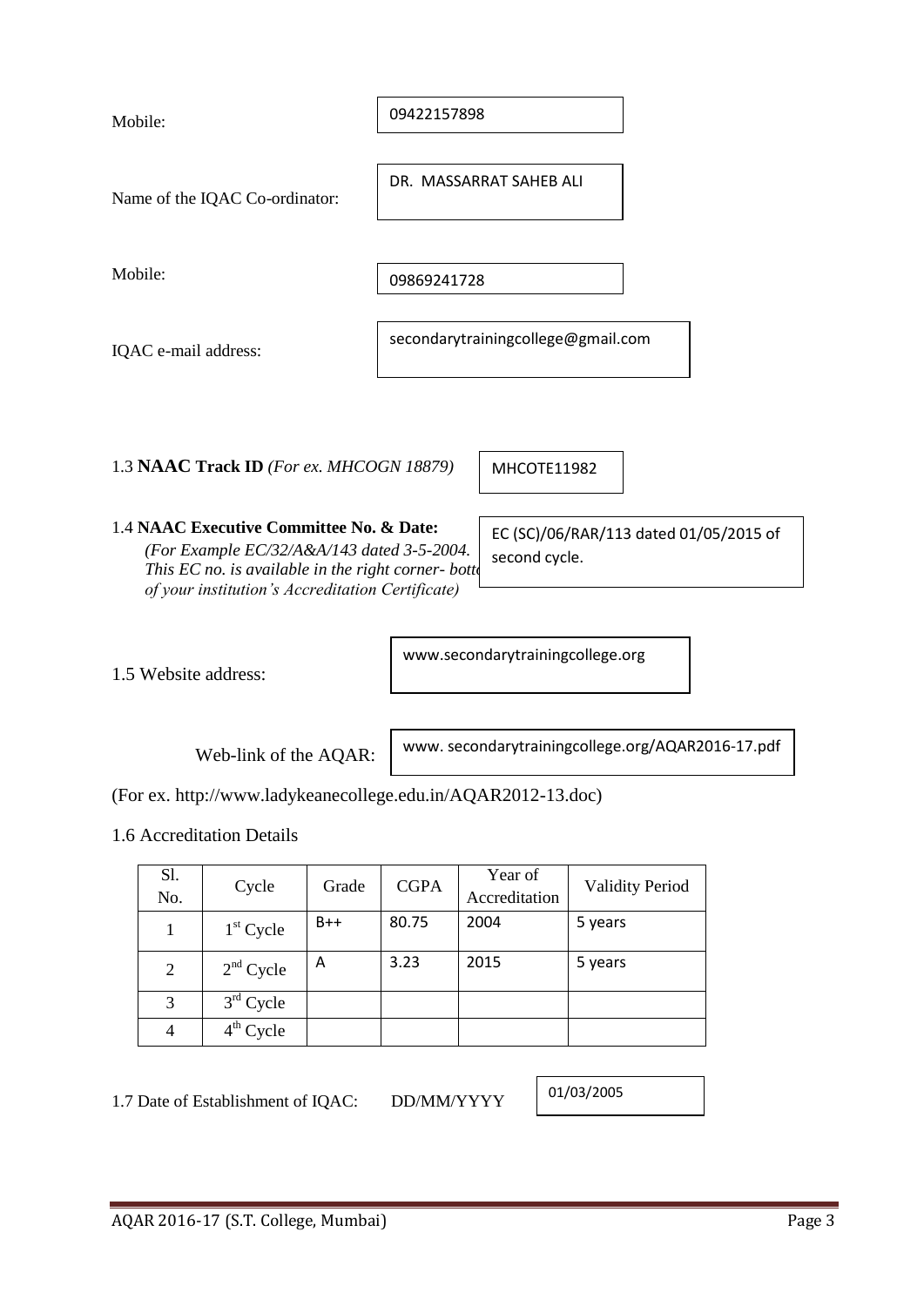Mobile: 09422157898

Name of the IQAC Co-ordinator: DR. MASSARRAT SAHEB ALI

Mobile: 09869241728

IQAC e-mail address: secondarytrainingcollege@gmail.com

1.3 **NAAC Track ID** *(For ex. MHCOGN 18879)* MHCOTE11982

1.4 **NAAC Executive Committee No. & Date:**
*(For Example EC/32/A&A/143 dated 3-5-2004. This EC no. is available in the right corner- bottom of your institution's Accreditation Certificate)*

EC (SC)/06/RAR/113 dated 01/05/2015 of second cycle.

1.5 Website address: www.secondarytrainingcollege.org

Web-link of the AQAR: www. secondarytrainingcollege.org/AQAR2016-17.pdf

(For ex. http://www.ladykeanecollege.edu.in/AQAR2012-13.doc)

1.6 Accreditation Details

| Sl. No. | Cycle | Grade | CGPA | Year of Accreditation | Validity Period |
|---|---|---|---|---|---|
| 1 | 1st Cycle | B++ | 80.75 | 2004 | 5 years |
| 2 | 2nd Cycle | A | 3.23 | 2015 | 5 years |
| 3 | 3rd Cycle | | | | |
| 4 | 4th Cycle | | | | |

1.7 Date of Establishment of IQAC: DD/MM/YYYY 01/03/2005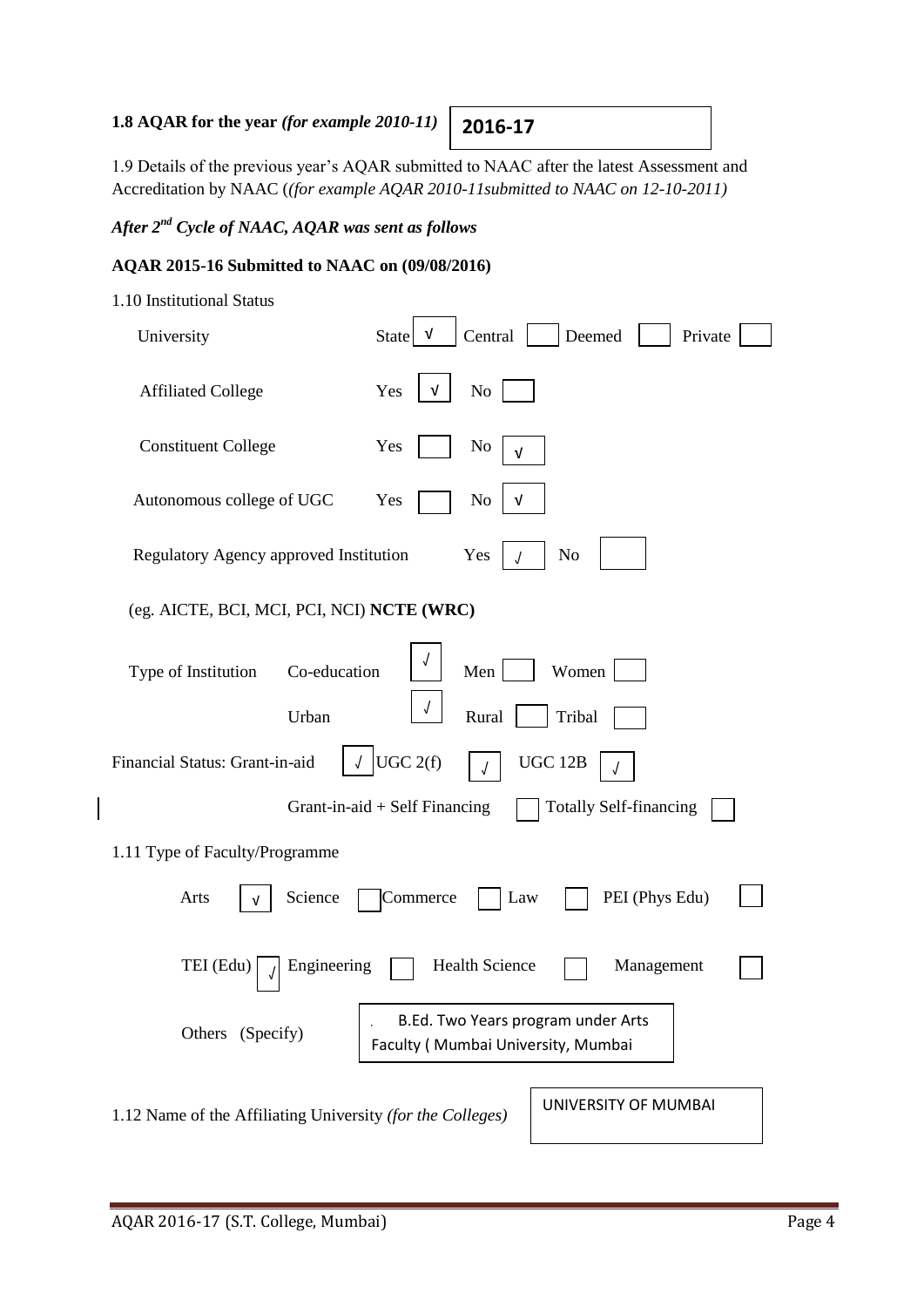**1.8 AQAR for the year** *(for example 2010-11)* **2016-17**

1.9 Details of the previous year's AQAR submitted to NAAC after the latest Assessment and Accreditation by NAAC (*(for example AQAR 2010-11submitted to NAAC on 12-10-2011)*

***After 2nd Cycle of NAAC, AQAR was sent as follows***

**AQAR 2015-16 Submitted to NAAC on (09/08/2016)**

1.10 Institutional Status

| | | | | | | | | |
|---|---|---|---|---|---|---|---|---|
| University | State | √ | Central | | Deemed | | Private | |
| Affiliated College | Yes | √ | No | | | | | |
| Constituent College | Yes | | No | √ | | | | |
| Autonomous college of UGC | Yes | | No | √ | | | | |
| Regulatory Agency approved Institution | Yes | √ | No | | | | | |

(eg. AICTE, BCI, MCI, PCI, NCI) **NCTE (WRC)**

| | | | | | | |
|---|---|---|---|---|---|---|
| Type of Institution | Co-education | √ | Men | | Women | |
| | Urban | √ | Rural | | Tribal | |

| | | | | | | |
|---|---|---|---|---|---|---|
| Financial Status: Grant-in-aid | √ | UGC 2(f) | √ | UGC 12B | √ | |
| | Grant-in-aid + Self Financing | | Totally Self-financing | | | |

1.11 Type of Faculty/Programme

| | | | | | | | | | |
|---|---|---|---|---|---|---|---|---|---|
| Arts | √ | Science | | Commerce | | Law | | PEI (Phys Edu) | |
| TEI (Edu) | √ | Engineering | | Health Science | | Management | | | |

Others (Specify) B.Ed. Two Years program under Arts Faculty ( Mumbai University, Mumbai

1.12 Name of the Affiliating University *(for the Colleges)* UNIVERSITY OF MUMBAI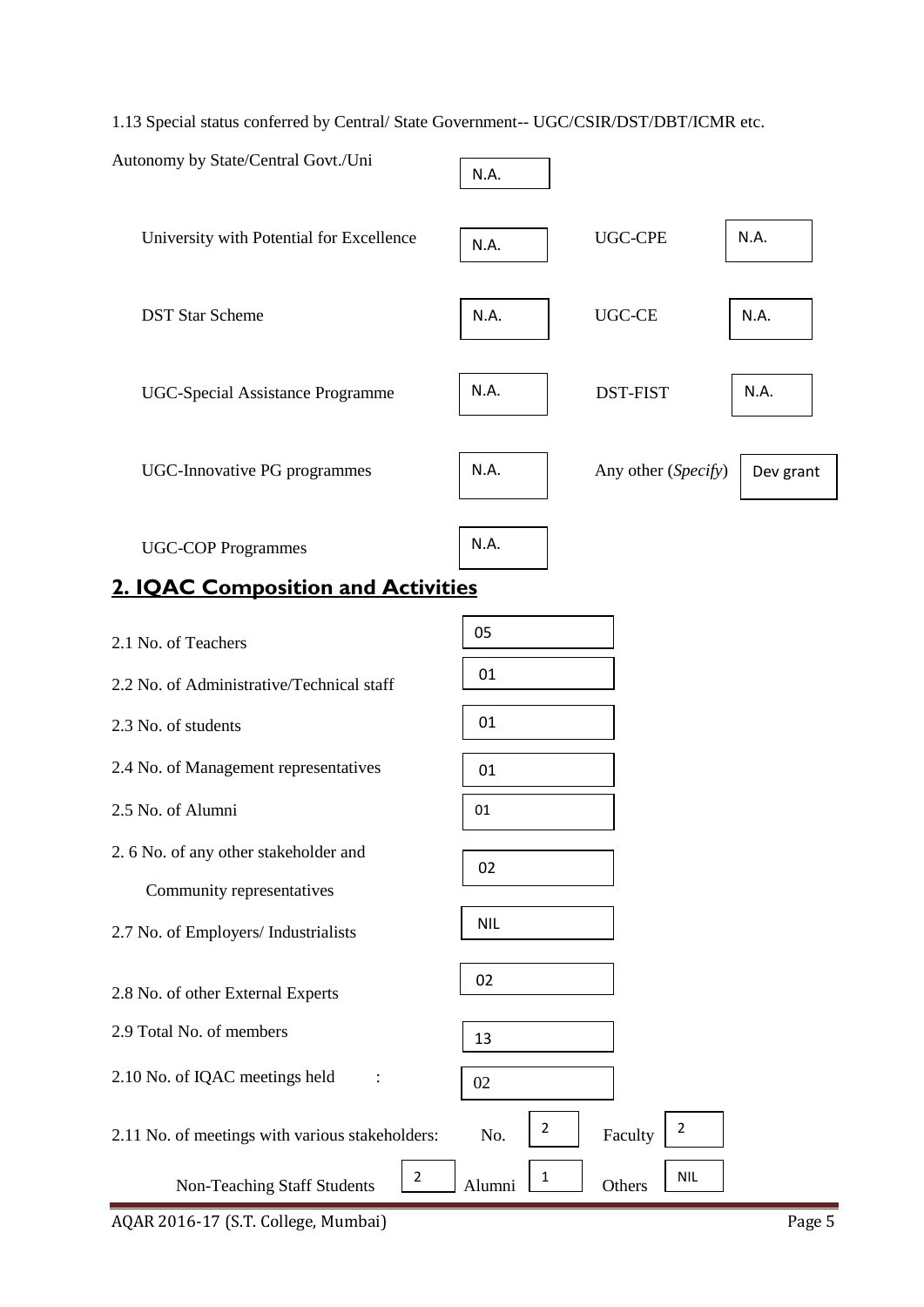1.13 Special status conferred by Central/ State Government-- UGC/CSIR/DST/DBT/ICMR etc.

| | | | |
|---|---|---|---|
| Autonomy by State/Central Govt./Uni | N.A. | | |
| University with Potential for Excellence | N.A. | UGC-CPE | N.A. |
| DST Star Scheme | N.A. | UGC-CE | N.A. |
| UGC-Special Assistance Programme | N.A. | DST-FIST | N.A. |
| UGC-Innovative PG programmes | N.A. | Any other (*Specify*) | Dev grant |
| UGC-COP Programmes | N.A. | | |

## 2. IQAC Composition and Activities

| | |
|---|---|
| 2.1 No. of Teachers | 05 |
| 2.2 No. of Administrative/Technical staff | 01 |
| 2.3 No. of students | 01 |
| 2.4 No. of Management representatives | 01 |
| 2.5 No. of Alumni | 01 |
| 2. 6 No. of any other stakeholder and Community representatives | 02 |
| 2.7 No. of Employers/ Industrialists | NIL |
| 2.8 No. of other External Experts | 02 |
| 2.9 Total No. of members | 13 |
| 2.10 No. of IQAC meetings held : | 02 |

2.11 No. of meetings with various stakeholders: No. 2 Faculty 2

Non-Teaching Staff Students 2 Alumni 1 Others NIL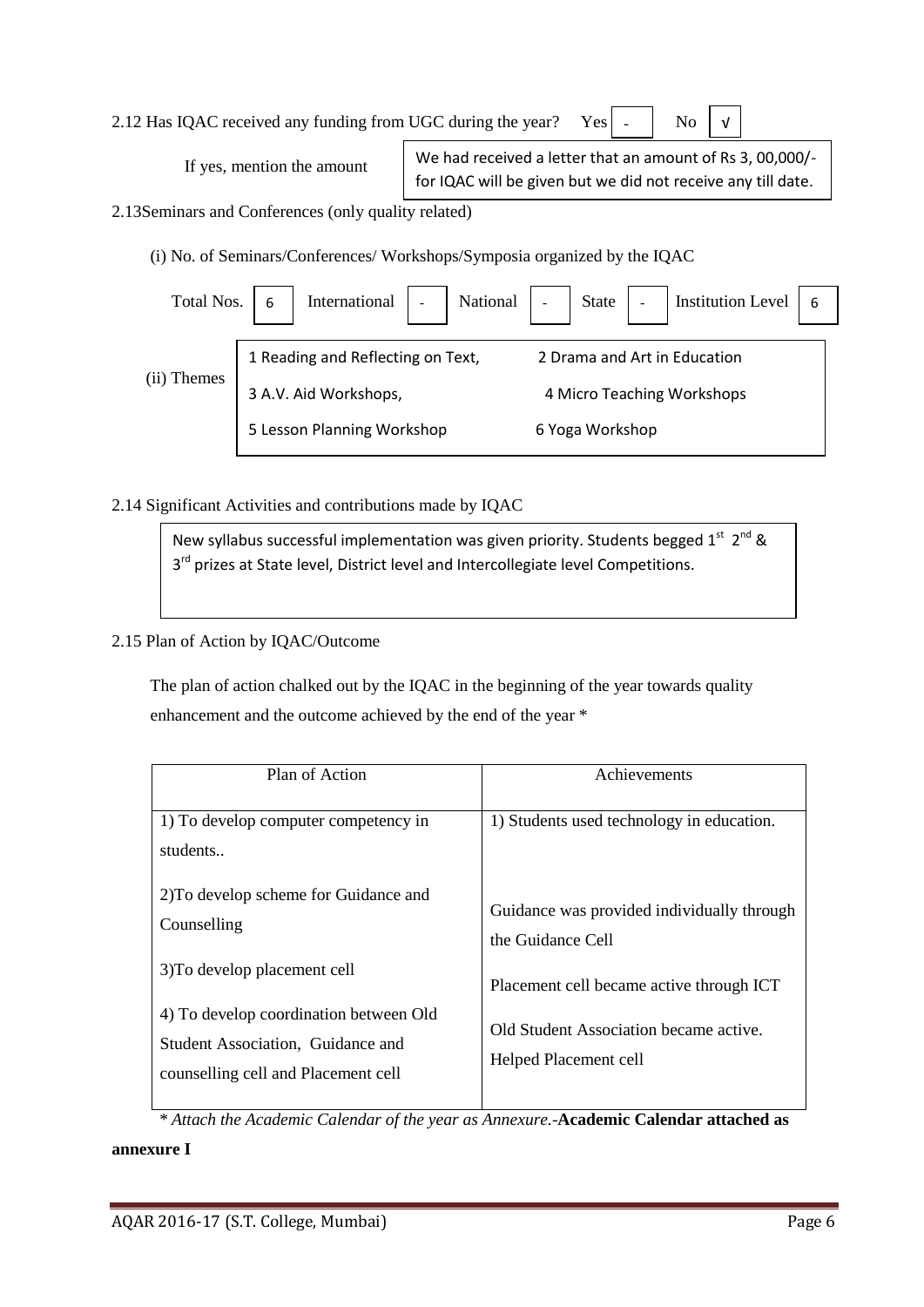2.12 Has IQAC received any funding from UGC during the year? Yes - No √

If yes, mention the amount: We had received a letter that an amount of Rs 3, 00,000/- for IQAC will be given but we did not receive any till date.

2.13Seminars and Conferences (only quality related)

(i) No. of Seminars/Conferences/ Workshops/Symposia organized by the IQAC

| Total Nos. | International | National | State | Institution Level |
|---|---|---|---|---|
| 6 | - | - | - | 6 |

(ii) Themes

| | |
|---|---|
| 1 Reading and Reflecting on Text, | 2 Drama and Art in Education |
| 3 A.V. Aid Workshops, | 4 Micro Teaching Workshops |
| 5 Lesson Planning Workshop | 6 Yoga Workshop |

2.14 Significant Activities and contributions made by IQAC

New syllabus successful implementation was given priority. Students begged 1st 2nd & 3rd prizes at State level, District level and Intercollegiate level Competitions.

2.15 Plan of Action by IQAC/Outcome

The plan of action chalked out by the IQAC in the beginning of the year towards quality enhancement and the outcome achieved by the end of the year *

| Plan of Action | Achievements |
|---|---|
| 1) To develop computer competency in students.. | 1) Students used technology in education. |
| 2)To develop scheme for Guidance and Counselling | Guidance was provided individually through the Guidance Cell |
| 3)To develop placement cell | Placement cell became active through ICT |
| 4) To develop coordination between Old Student Association, Guidance and counselling cell and Placement cell | Old Student Association became active. Helped Placement cell |

* *Attach the Academic Calendar of the year as Annexure.*-**Academic Calendar attached as annexure I**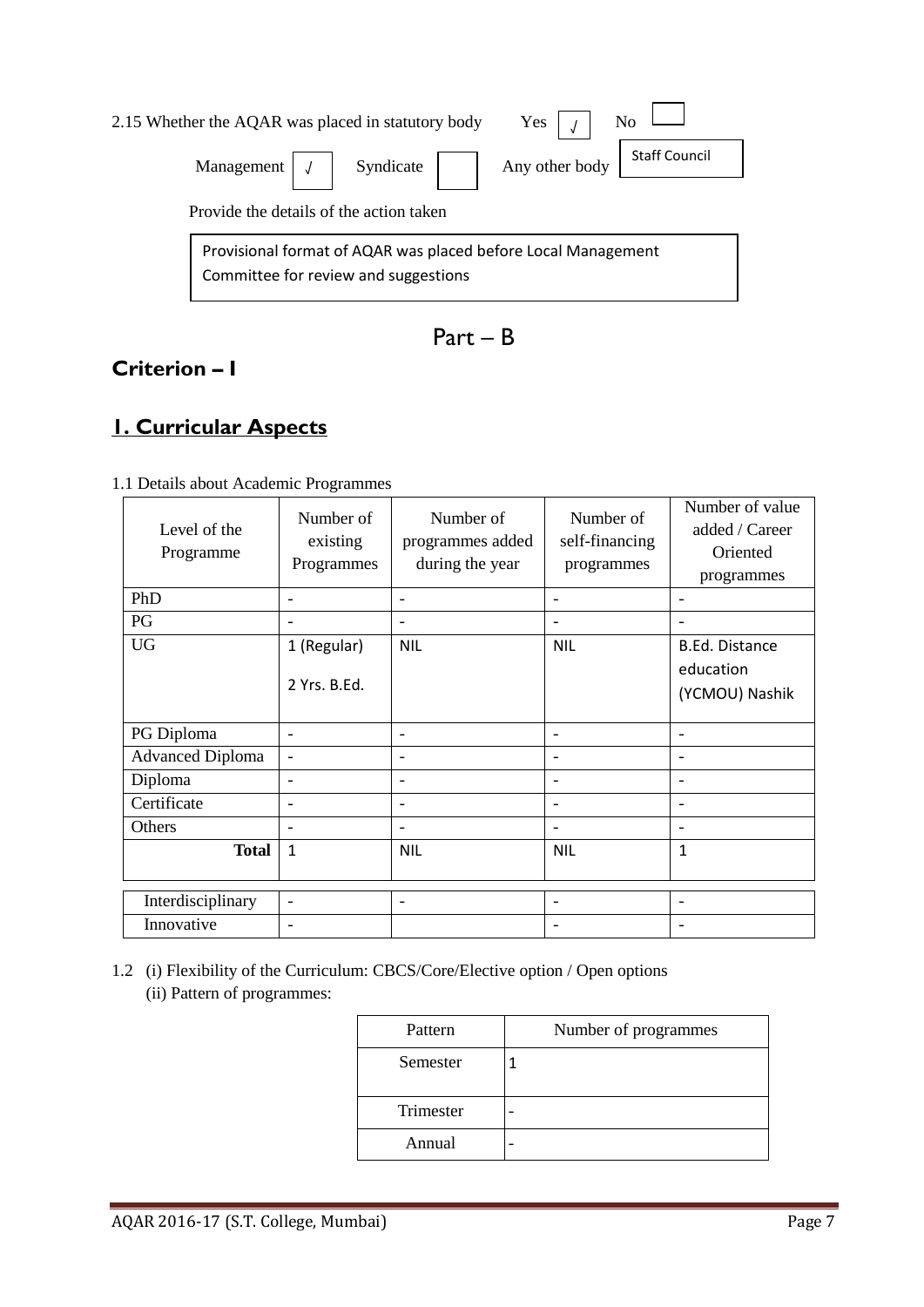2.15 Whether the AQAR was placed in statutory body Yes √ No

Management √ Syndicate Any other body Staff Council

Provide the details of the action taken

Provisional format of AQAR was placed before Local Management Committee for review and suggestions

# Part – B

## Criterion – I

## 1. Curricular Aspects

1.1 Details about Academic Programmes

| Level of the Programme | Number of existing Programmes | Number of programmes added during the year | Number of self-financing programmes | Number of value added / Career Oriented programmes |
|---|---|---|---|---|
| PhD | - | - | - | - |
| PG | - | - | - | - |
| UG | 1 (Regular)<br>2 Yrs. B.Ed. | NIL | NIL | B.Ed. Distance education (YCMOU) Nashik |
| PG Diploma | - | - | - | - |
| Advanced Diploma | - | - | - | - |
| Diploma | - | - | - | - |
| Certificate | - | - | - | - |
| Others | - | - | - | - |
| **Total** | 1 | NIL | NIL | 1 |
| Interdisciplinary | - | - | - | - |
| Innovative | - | | - | - |

1.2 (i) Flexibility of the Curriculum: CBCS/Core/Elective option / Open options
(ii) Pattern of programmes:

| Pattern | Number of programmes |
|---|---|
| Semester | 1 |
| Trimester | - |
| Annual | - |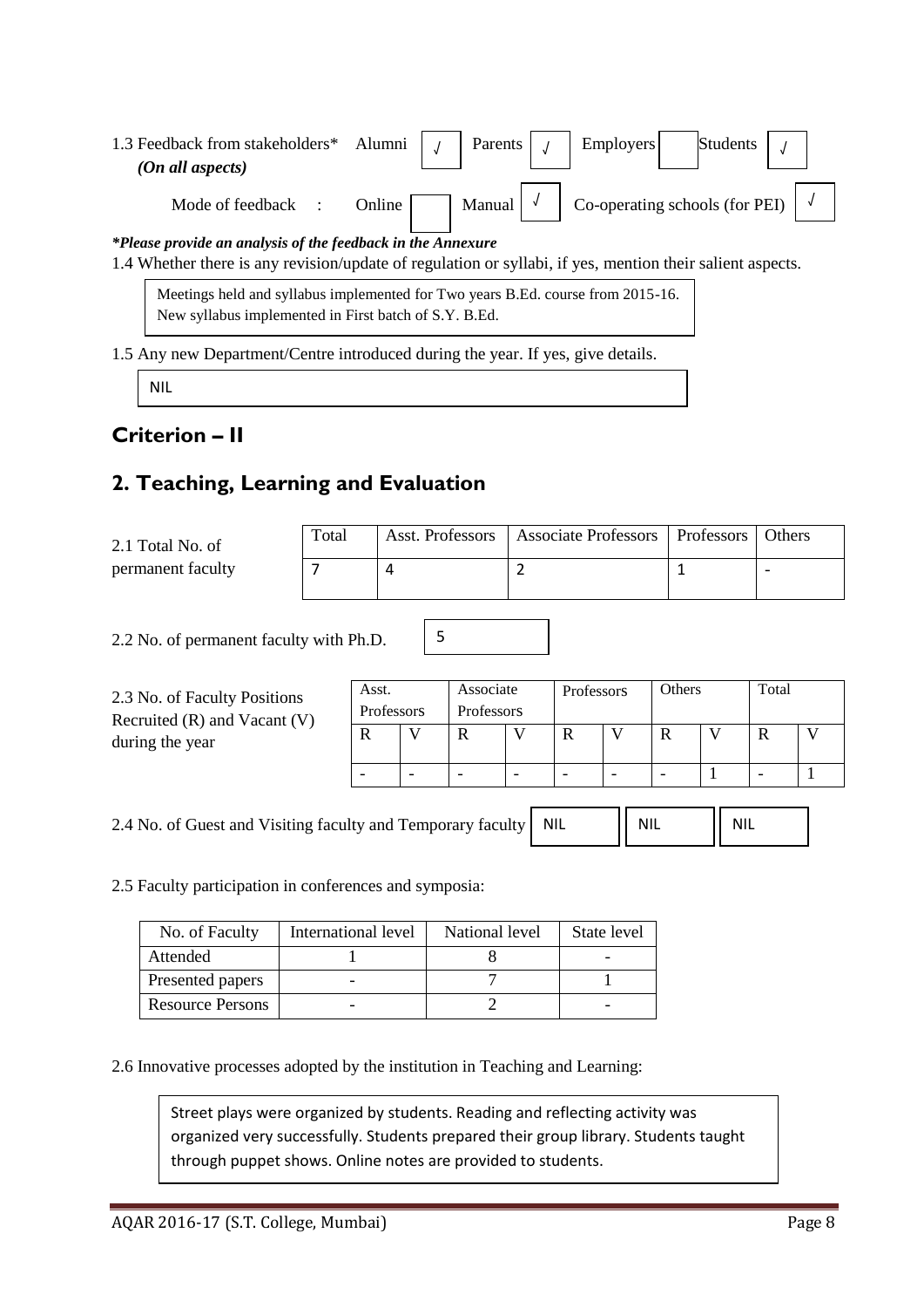1.3 Feedback from stakeholders* Alumni √ Parents √ Employers Students √
*(On all aspects)*

Mode of feedback : Online Manual √ Co-operating schools (for PEI) √

***Please provide an analysis of the feedback in the Annexure***

1.4 Whether there is any revision/update of regulation or syllabi, if yes, mention their salient aspects.

Meetings held and syllabus implemented for Two years B.Ed. course from 2015-16. New syllabus implemented in First batch of S.Y. B.Ed.

1.5 Any new Department/Centre introduced during the year. If yes, give details.

NIL

## Criterion – II

## 2. Teaching, Learning and Evaluation

2.1 Total No. of permanent faculty

| Total | Asst. Professors | Associate Professors | Professors | Others |
|---|---|---|---|---|
| 7 | 4 | 2 | 1 | - |

2.2 No. of permanent faculty with Ph.D. 5

2.3 No. of Faculty Positions Recruited (R) and Vacant (V) during the year

| Asst. Professors | | Associate Professors | | Professors | | Others | | Total | |
|---|---|---|---|---|---|---|---|---|---|
| R | V | R | V | R | V | R | V | R | V |
| - | - | - | - | - | - | - | 1 | - | 1 |

2.4 No. of Guest and Visiting faculty and Temporary faculty NIL NIL NIL

2.5 Faculty participation in conferences and symposia:

| No. of Faculty | International level | National level | State level |
|---|---|---|---|
| Attended | 1 | 8 | - |
| Presented papers | - | 7 | 1 |
| Resource Persons | - | 2 | - |

2.6 Innovative processes adopted by the institution in Teaching and Learning:

Street plays were organized by students. Reading and reflecting activity was organized very successfully. Students prepared their group library. Students taught through puppet shows. Online notes are provided to students.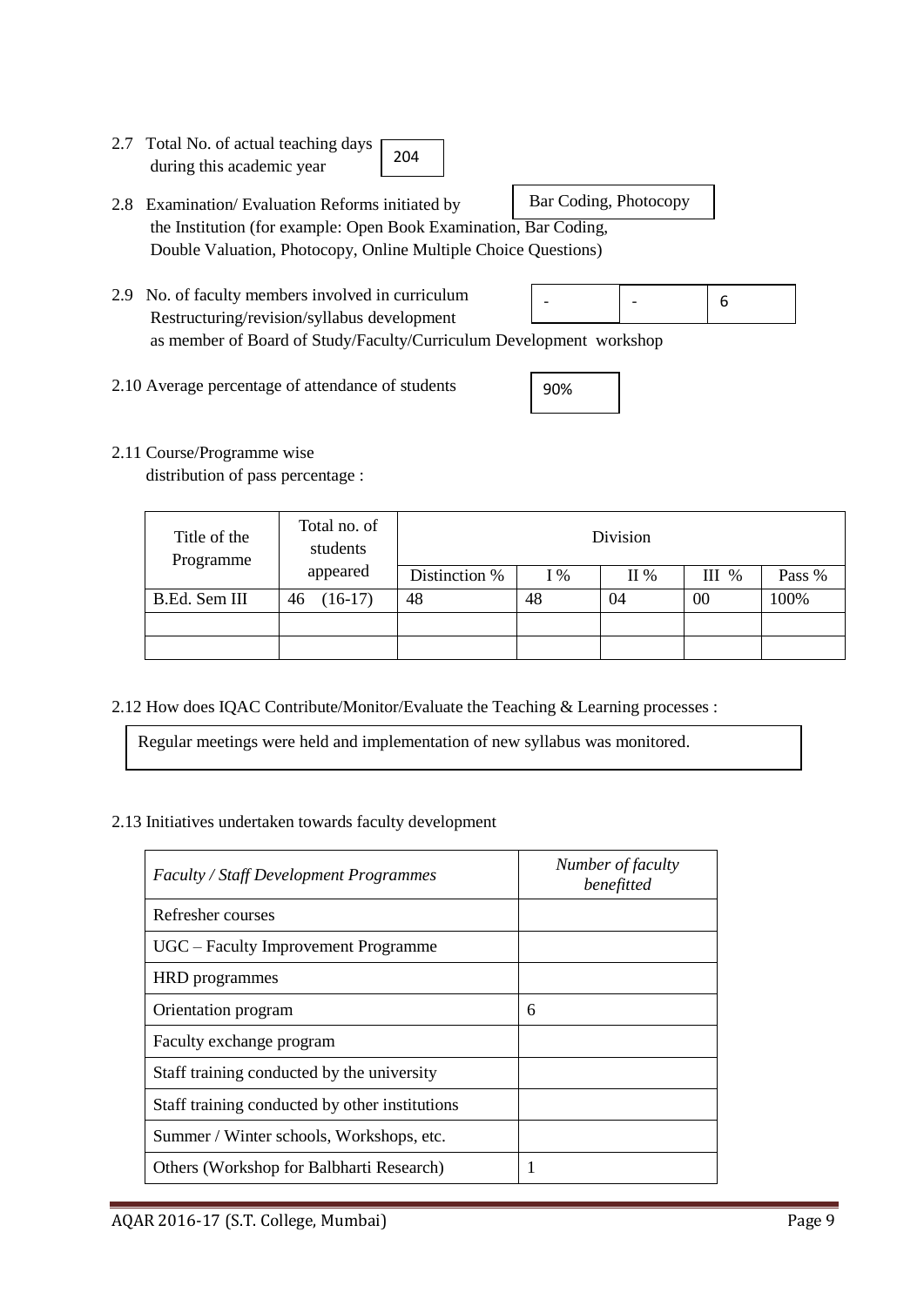2.7 Total No. of actual teaching days during this academic year: 204

2.8 Examination/ Evaluation Reforms initiated by the Institution (for example: Open Book Examination, Bar Coding, Double Valuation, Photocopy, Online Multiple Choice Questions): Bar Coding, Photocopy

2.9 No. of faculty members involved in curriculum Restructuring/revision/syllabus development as member of Board of Study/Faculty/Curriculum Development workshop

| | | |
|---|---|---|
| - | - | 6 |

2.10 Average percentage of attendance of students: 90%

2.11 Course/Programme wise distribution of pass percentage :

| Title of the Programme | Total no. of students appeared | Division | | | | |
|---|---|---|---|---|---|---|
| | | Distinction % | I % | II % | III % | Pass % |
| B.Ed. Sem III | 46 (16-17) | 48 | 48 | 04 | 00 | 100% |
| | | | | | | |
| | | | | | | |

2.12 How does IQAC Contribute/Monitor/Evaluate the Teaching & Learning processes :

Regular meetings were held and implementation of new syllabus was monitored.

2.13 Initiatives undertaken towards faculty development

| *Faculty / Staff Development Programmes* | *Number of faculty benefitted* |
|---|---|
| Refresher courses | |
| UGC – Faculty Improvement Programme | |
| HRD programmes | |
| Orientation program | 6 |
| Faculty exchange program | |
| Staff training conducted by the university | |
| Staff training conducted by other institutions | |
| Summer / Winter schools, Workshops, etc. | |
| Others (Workshop for Balbharti Research) | 1 |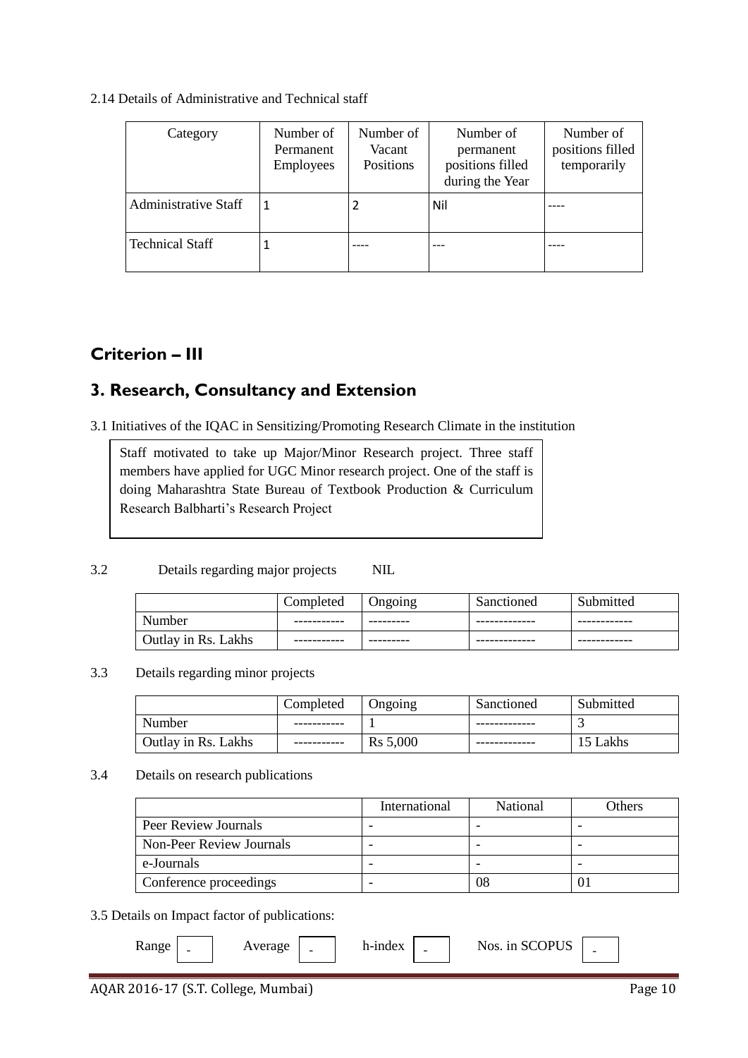2.14 Details of Administrative and Technical staff

| Category | Number of Permanent Employees | Number of Vacant Positions | Number of permanent positions filled during the Year | Number of positions filled temporarily |
|---|---|---|---|---|
| Administrative Staff | 1 | 2 | Nil | ---- |
| Technical Staff | 1 | ---- | --- | ---- |

## Criterion – III

## 3. Research, Consultancy and Extension

3.1 Initiatives of the IQAC in Sensitizing/Promoting Research Climate in the institution

Staff motivated to take up Major/Minor Research project. Three staff members have applied for UGC Minor research project. One of the staff is doing Maharashtra State Bureau of Textbook Production & Curriculum Research Balbharti's Research Project

3.2 Details regarding major projects NIL

| | Completed | Ongoing | Sanctioned | Submitted |
|---|---|---|---|---|
| Number | ----------- | --------- | ------------- | ------------ |
| Outlay in Rs. Lakhs | ----------- | --------- | ------------- | ------------ |

3.3 Details regarding minor projects

| | Completed | Ongoing | Sanctioned | Submitted |
|---|---|---|---|---|
| Number | ----------- | 1 | ------------- | 3 |
| Outlay in Rs. Lakhs | ----------- | Rs 5,000 | ------------- | 15 Lakhs |

3.4 Details on research publications

| | International | National | Others |
|---|---|---|---|
| Peer Review Journals | - | - | - |
| Non-Peer Review Journals | - | - | - |
| e-Journals | - | - | - |
| Conference proceedings | - | 08 | 01 |

3.5 Details on Impact factor of publications:

Range - Average - h-index - Nos. in SCOPUS -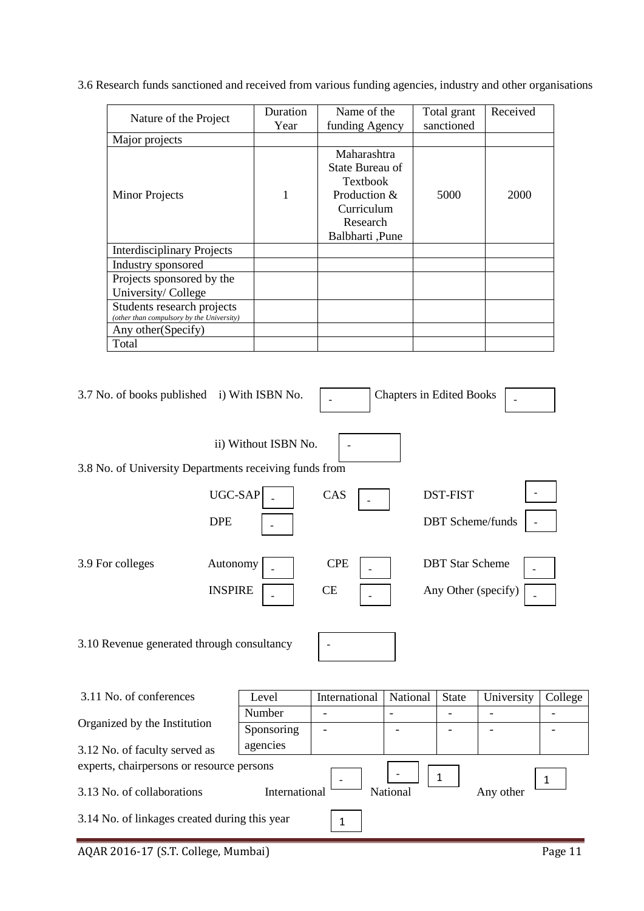3.6 Research funds sanctioned and received from various funding agencies, industry and other organisations

| Nature of the Project | Duration Year | Name of the funding Agency | Total grant sanctioned | Received |
|---|---|---|---|---|
| Major projects | | | | |
| Minor Projects | 1 | Maharashtra State Bureau of Textbook Production & Curriculum Research Balbharti ,Pune | 5000 | 2000 |
| Interdisciplinary Projects | | | | |
| Industry sponsored | | | | |
| Projects sponsored by the University/ College | | | | |
| Students research projects *(other than compulsory by the University)* | | | | |
| Any other(Specify) | | | | |
| Total | | | | |

3.7 No. of books published i) With ISBN No. - Chapters in Edited Books -

ii) Without ISBN No. -

3.8 No. of University Departments receiving funds from

UGC-SAP - CAS - DST-FIST -

DPE - DBT Scheme/funds -

3.9 For colleges Autonomy - CPE - DBT Star Scheme -

INSPIRE - CE - Any Other (specify) -

3.10 Revenue generated through consultancy -

3.11 No. of conferences Organized by the Institution

| Level | International | National | State | University | College |
|---|---|---|---|---|---|
| Number | - | - | - | - | - |
| Sponsoring agencies | - | - | - | - | - |

3.12 No. of faculty served as experts, chairpersons or resource persons -

3.13 No. of collaborations International - National 1 Any other 1

3.14 No. of linkages created during this year 1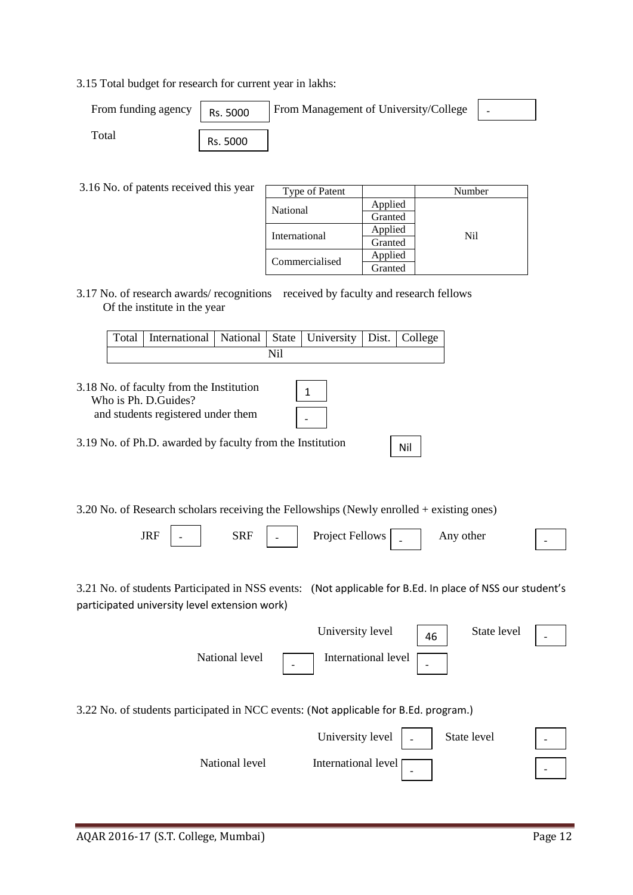3.15 Total budget for research for current year in lakhs:

From funding agency: Rs. 5000 | From Management of University/College: -

Total: Rs. 5000

3.16 No. of patents received this year

| Type of Patent | | Number |
|---|---|---|
| National | Applied | Nil |
| | Granted | |
| International | Applied | |
| | Granted | |
| Commercialised | Applied | |
| | Granted | |

3.17 No. of research awards/ recognitions received by faculty and research fellows Of the institute in the year

| Total | International | National | State | University | Dist. | College |
|---|---|---|---|---|---|---|
| Nil | | | | | | |

3.18 No. of faculty from the Institution Who is Ph. D.Guides? 1

and students registered under them -

3.19 No. of Ph.D. awarded by faculty from the Institution: Nil

3.20 No. of Research scholars receiving the Fellowships (Newly enrolled + existing ones)

JRF: - | SRF: - | Project Fellows: - | Any other: -

3.21 No. of students Participated in NSS events: (Not applicable for B.Ed. In place of NSS our student's participated university level extension work)

University level: 46 | State level: -

National level: - | International level: -

3.22 No. of students participated in NCC events: (Not applicable for B.Ed. program.)

University level: - | State level: -

National level: - | International level: -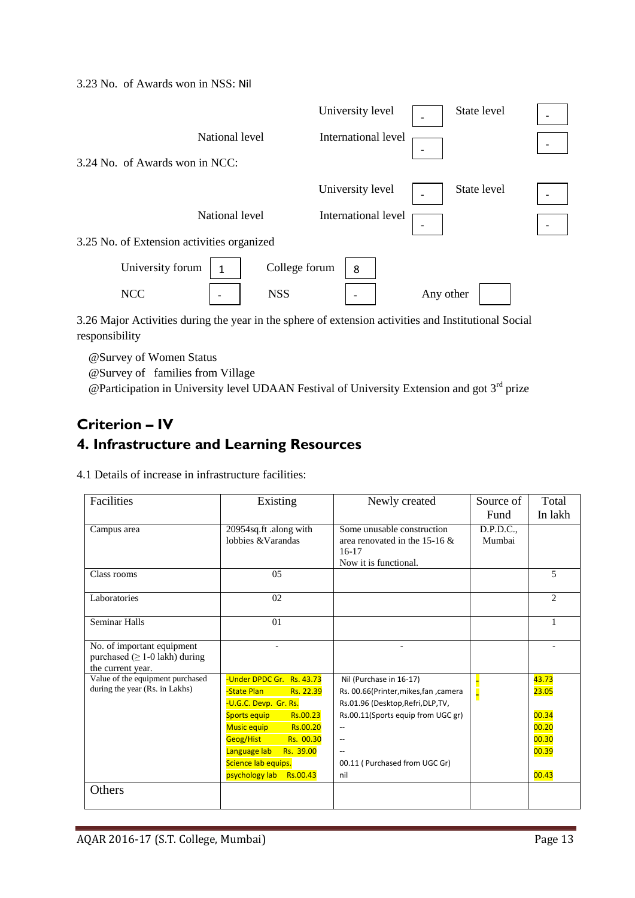3.23 No. of Awards won in NSS: Nil

| | | | |
|---|---|---|---|
| University level | - | State level | - |
| National level | - | International level | - |

3.24 No. of Awards won in NCC:

| | | | |
|---|---|---|---|
| University level | - | State level | - |
| National level | - | International level | - |

3.25 No. of Extension activities organized

| | | | | | |
|---|---|---|---|---|---|
| University forum | 1 | College forum | 8 | | |
| NCC | - | NSS | - | Any other | |

3.26 Major Activities during the year in the sphere of extension activities and Institutional Social responsibility

@Survey of Women Status

@Survey of families from Village

@Participation in University level UDAAN Festival of University Extension and got 3rd prize

## Criterion – IV

## 4. Infrastructure and Learning Resources

4.1 Details of increase in infrastructure facilities:

| Facilities | Existing | Newly created | Source of Fund | Total In lakh |
|---|---|---|---|---|
| Campus area | 20954sq.ft .along with lobbies &Varandas | Some unusable construction area renovated in the 15-16 & 16-17 Now it is functional. | D.P.D.C., Mumbai | |
| Class rooms | 05 | | | 5 |
| Laboratories | 02 | | | 2 |
| Seminar Halls | 01 | | | 1 |
| No. of important equipment purchased (≥ 1-0 lakh) during the current year. | - | - | | - |
| Value of the equipment purchased during the year (Rs. in Lakhs) | -Under DPDC Gr. Rs. 43.73<br>-State Plan Rs. 22.39<br>-U.G.C. Devp. Gr. Rs.<br>Sports equip Rs.00.23<br>Music equip Rs.00.20<br>Geog/Hist Rs. 00.30<br>Language lab Rs. 39.00<br>Science lab equips.<br>psychology lab Rs.00.43 | Nil (Purchase in 16-17)<br>Rs. 00.66(Printer,mikes,fan ,camera<br>Rs.01.96 (Desktop,Refri,DLP,TV,<br>Rs.00.11(Sports equip from UGC gr)<br>--<br>--<br>--<br>00.11 ( Purchased from UGC Gr)<br>nil | -<br>- | 43.73<br>23.05<br><br>00.34<br>00.20<br>00.30<br>00.39<br><br>00.43 |
| Others | | | | |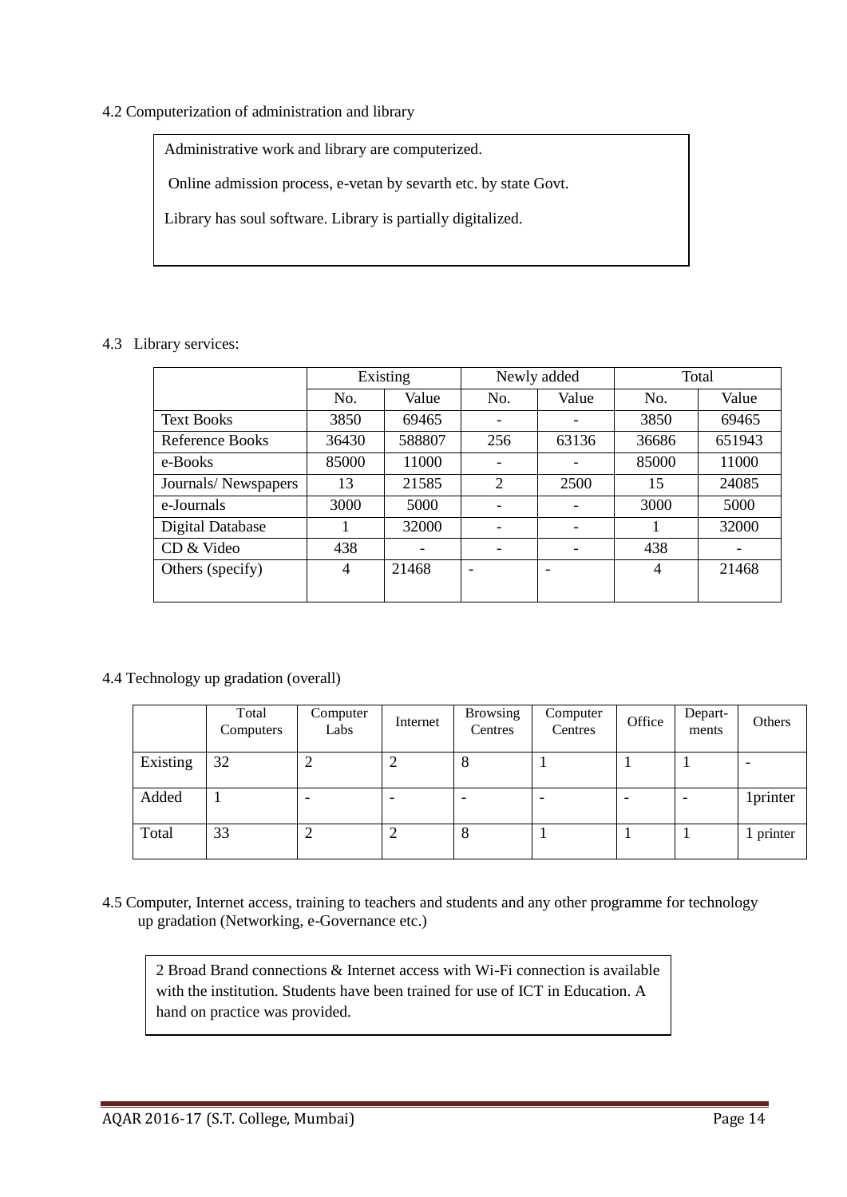4.2 Computerization of administration and library

Administrative work and library are computerized.

Online admission process, e-vetan by sevarth etc. by state Govt.

Library has soul software. Library is partially digitalized.

4.3 Library services:

| | Existing | | Newly added | | Total | |
|---|---|---|---|---|---|---|
| | No. | Value | No. | Value | No. | Value |
| Text Books | 3850 | 69465 | - | - | 3850 | 69465 |
| Reference Books | 36430 | 588807 | 256 | 63136 | 36686 | 651943 |
| e-Books | 85000 | 11000 | - | - | 85000 | 11000 |
| Journals/ Newspapers | 13 | 21585 | 2 | 2500 | 15 | 24085 |
| e-Journals | 3000 | 5000 | - | - | 3000 | 5000 |
| Digital Database | 1 | 32000 | - | - | 1 | 32000 |
| CD & Video | 438 | - | - | - | 438 | - |
| Others (specify) | 4 | 21468 | - | - | 4 | 21468 |

4.4 Technology up gradation (overall)

| | Total Computers | Computer Labs | Internet | Browsing Centres | Computer Centres | Office | Depart-ments | Others |
|---|---|---|---|---|---|---|---|---|
| Existing | 32 | 2 | 2 | 8 | 1 | 1 | 1 | - |
| Added | 1 | - | - | - | - | - | - | 1printer |
| Total | 33 | 2 | 2 | 8 | 1 | 1 | 1 | 1 printer |

4.5 Computer, Internet access, training to teachers and students and any other programme for technology up gradation (Networking, e-Governance etc.)

2 Broad Brand connections & Internet access with Wi-Fi connection is available with the institution. Students have been trained for use of ICT in Education. A hand on practice was provided.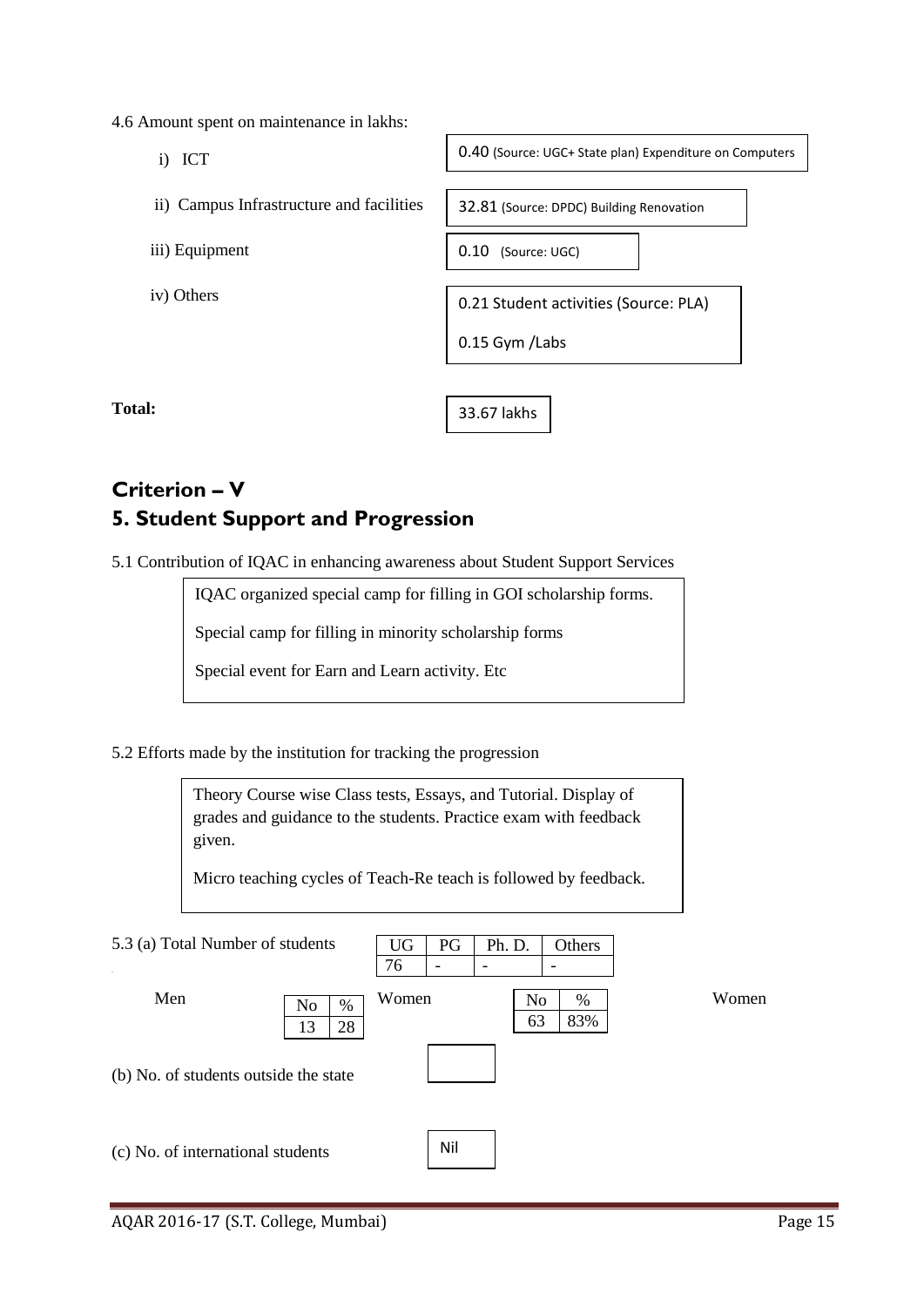4.6 Amount spent on maintenance in lakhs:

| | |
|---|---|
| i) ICT | 0.40 (Source: UGC+ State plan) Expenditure on Computers |
| ii) Campus Infrastructure and facilities | 32.81 (Source: DPDC) Building Renovation |
| iii) Equipment | 0.10 (Source: UGC) |
| iv) Others | 0.21 Student activities (Source: PLA)<br>0.15 Gym /Labs |
| **Total:** | 33.67 lakhs |

# Criterion – V

## 5. Student Support and Progression

5.1 Contribution of IQAC in enhancing awareness about Student Support Services

IQAC organized special camp for filling in GOI scholarship forms.

Special camp for filling in minority scholarship forms

Special event for Earn and Learn activity. Etc

5.2 Efforts made by the institution for tracking the progression

Theory Course wise Class tests, Essays, and Tutorial. Display of grades and guidance to the students. Practice exam with feedback given.

Micro teaching cycles of Teach-Re teach is followed by feedback.

5.3 (a) Total Number of students

| UG | PG | Ph. D. | Others |
|---|---|---|---|
| 76 | - | - | - |

Men

| No | % |
|---|---|
| 13 | 28 |

Women

| No | % |
|---|---|
| 63 | 83% |

Women

(b) No. of students outside the state

(c) No. of international students Nil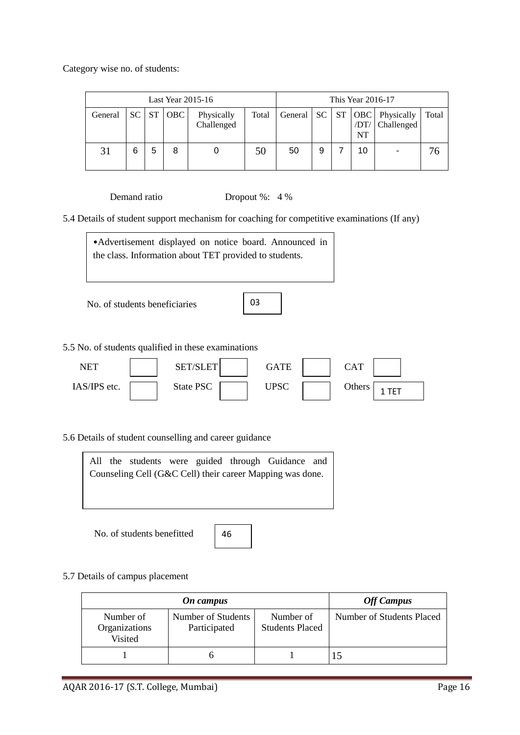Category wise no. of students:

| Last Year 2015-16 | | | | | | This Year 2016-17 | | | | | |
|---|---|---|---|---|---|---|---|---|---|---|---|
| General | SC | ST | OBC | Physically Challenged | Total | General | SC | ST | OBC /DT/ NT | Physically Challenged | Total |
| 31 | 6 | 5 | 8 | 0 | 50 | 50 | 9 | 7 | 10 | - | 76 |

Demand ratio Dropout %: 4 %

5.4 Details of student support mechanism for coaching for competitive examinations (If any)

- Advertisement displayed on notice board. Announced in the class. Information about TET provided to students.

No. of students beneficiaries: 03

5.5 No. of students qualified in these examinations

| | | | | | | | |
|---|---|---|---|---|---|---|---|
| NET | | SET/SLET | | GATE | | CAT | |
| IAS/IPS etc. | | State PSC | | UPSC | | Others | 1 TET |

5.6 Details of student counselling and career guidance

All the students were guided through Guidance and Counseling Cell (G&C Cell) their career Mapping was done.

No. of students benefitted: 46

5.7 Details of campus placement

| ***On campus*** | | | ***Off Campus*** |
|---|---|---|---|
| Number of Organizations Visited | Number of Students Participated | Number of Students Placed | Number of Students Placed |
| 1 | 6 | 1 | 15 |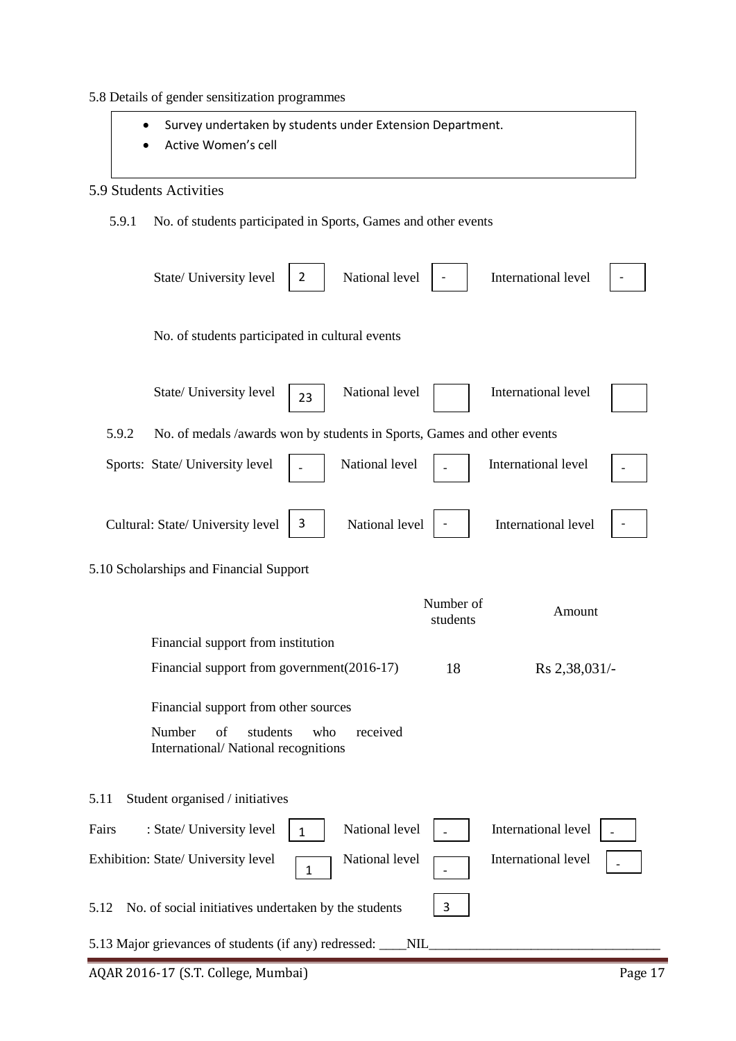5.8 Details of gender sensitization programmes

- Survey undertaken by students under Extension Department.
- Active Women's cell

5.9 Students Activities

5.9.1 No. of students participated in Sports, Games and other events

| State/ University level | National level | International level |
|---|---|---|
| 2 | - | - |

No. of students participated in cultural events

| State/ University level | National level | International level |
|---|---|---|
| 23 | | |

5.9.2 No. of medals /awards won by students in Sports, Games and other events

| | State/ University level | National level | International level |
|---|---|---|---|
| Sports | - | - | - |
| Cultural | 3 | - | - |

5.10 Scholarships and Financial Support

| | Number of students | Amount |
|---|---|---|
| Financial support from institution | | |
| Financial support from government(2016-17) | 18 | Rs 2,38,031/- |
| Financial support from other sources | | |
| Number of students who received International/ National recognitions | | |

5.11 Student organised / initiatives

| | State/ University level | National level | International level |
|---|---|---|---|
| Fairs | 1 | - | - |
| Exhibition | 1 | - | - |

5.12 No. of social initiatives undertaken by the students: 3

5.13 Major grievances of students (if any) redressed: ____NIL________________________________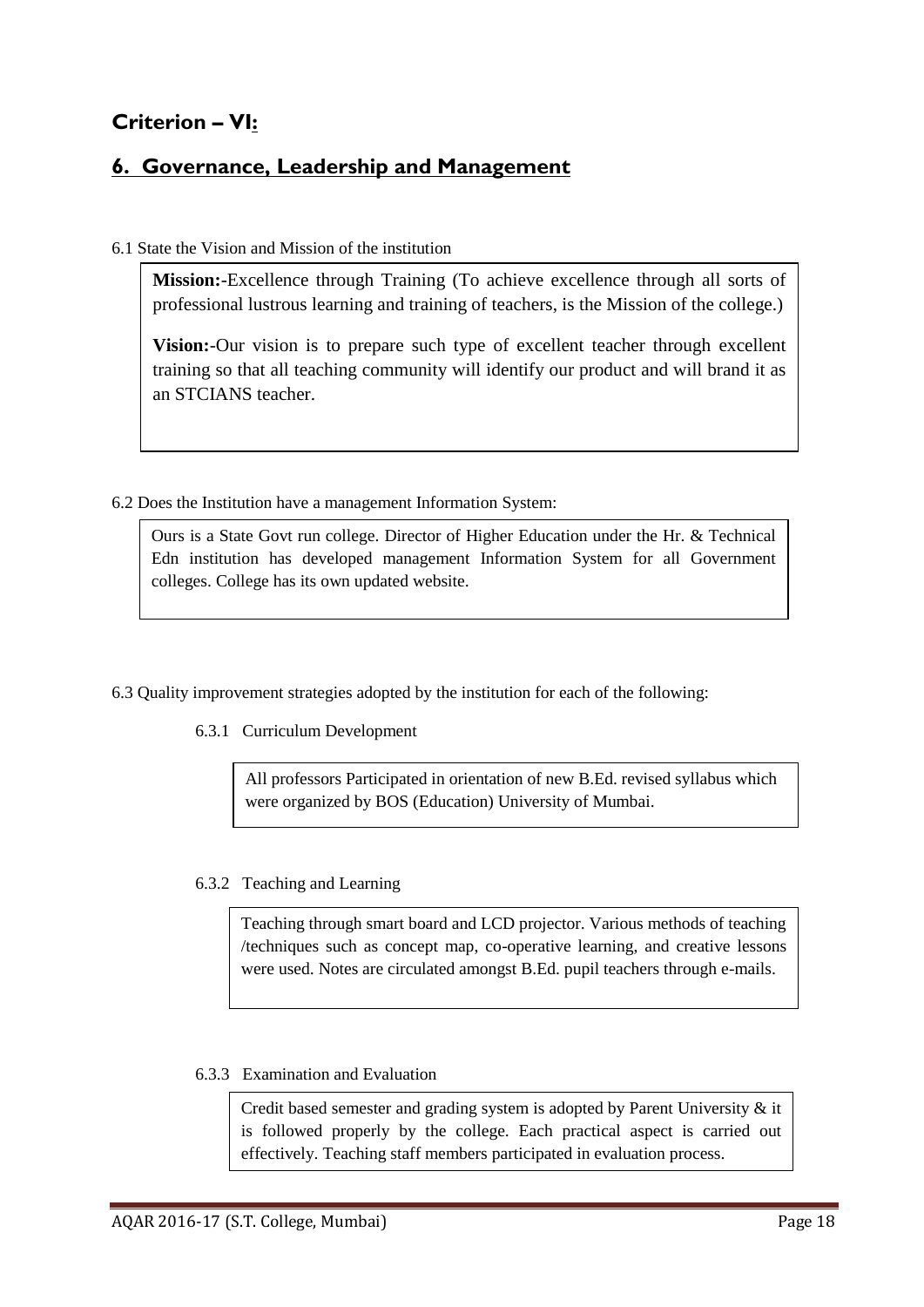## Criterion – VI:

## 6. Governance, Leadership and Management

6.1 State the Vision and Mission of the institution

**Mission:**-Excellence through Training (To achieve excellence through all sorts of professional lustrous learning and training of teachers, is the Mission of the college.)

**Vision:**-Our vision is to prepare such type of excellent teacher through excellent training so that all teaching community will identify our product and will brand it as an STCIANS teacher.

6.2 Does the Institution have a management Information System:

Ours is a State Govt run college. Director of Higher Education under the Hr. & Technical Edn institution has developed management Information System for all Government colleges. College has its own updated website.

6.3 Quality improvement strategies adopted by the institution for each of the following:

6.3.1 Curriculum Development

All professors Participated in orientation of new B.Ed. revised syllabus which were organized by BOS (Education) University of Mumbai.

6.3.2 Teaching and Learning

Teaching through smart board and LCD projector. Various methods of teaching /techniques such as concept map, co-operative learning, and creative lessons were used. Notes are circulated amongst B.Ed. pupil teachers through e-mails.

6.3.3 Examination and Evaluation

Credit based semester and grading system is adopted by Parent University & it is followed properly by the college. Each practical aspect is carried out effectively. Teaching staff members participated in evaluation process.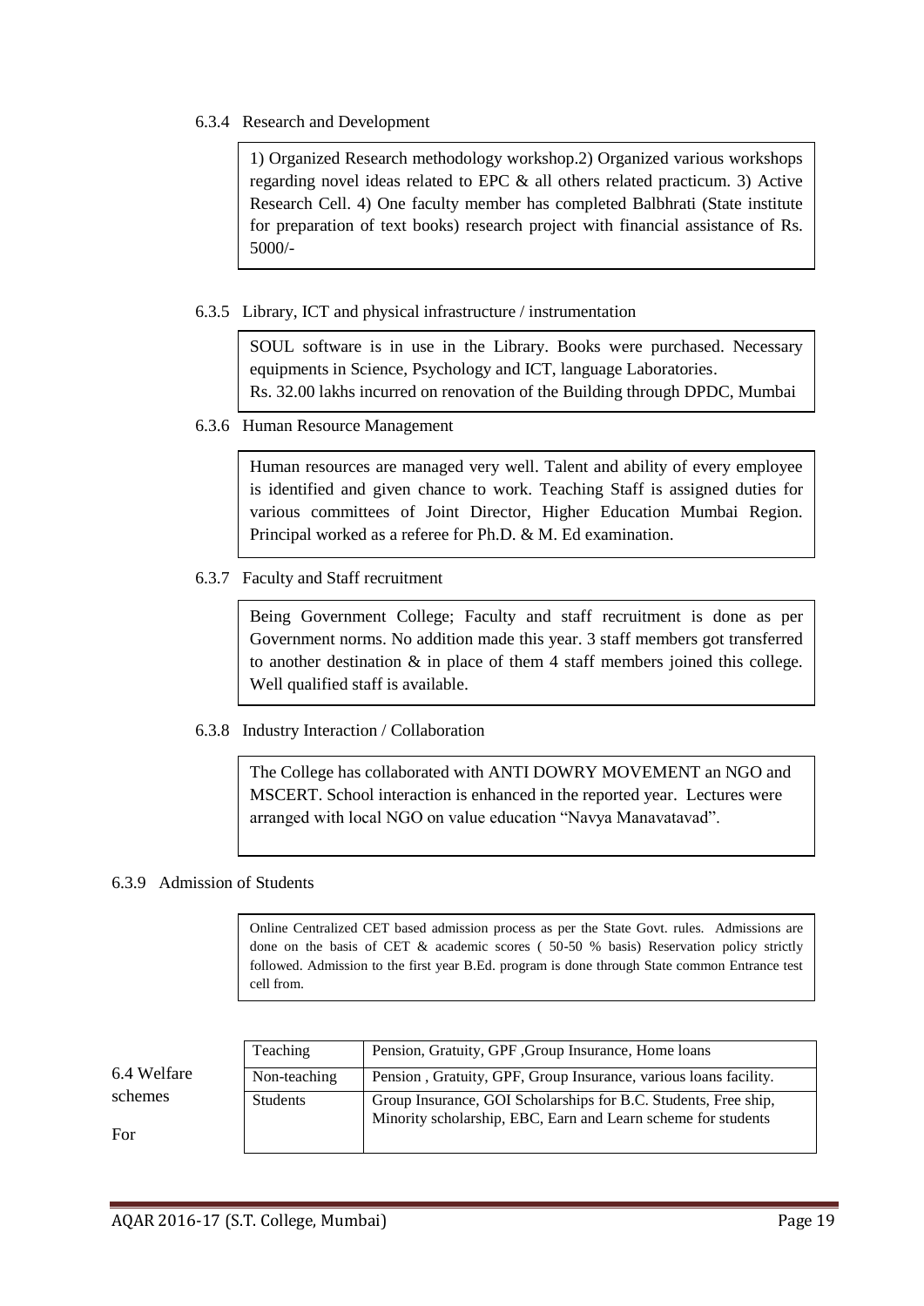6.3.4 Research and Development

1) Organized Research methodology workshop.2) Organized various workshops regarding novel ideas related to EPC & all others related practicum. 3) Active Research Cell. 4) One faculty member has completed Balbhrati (State institute for preparation of text books) research project with financial assistance of Rs. 5000/-

6.3.5 Library, ICT and physical infrastructure / instrumentation

SOUL software is in use in the Library. Books were purchased. Necessary equipments in Science, Psychology and ICT, language Laboratories.
Rs. 32.00 lakhs incurred on renovation of the Building through DPDC, Mumbai

6.3.6 Human Resource Management

Human resources are managed very well. Talent and ability of every employee is identified and given chance to work. Teaching Staff is assigned duties for various committees of Joint Director, Higher Education Mumbai Region. Principal worked as a referee for Ph.D. & M. Ed examination.

6.3.7 Faculty and Staff recruitment

Being Government College; Faculty and staff recruitment is done as per Government norms. No addition made this year. 3 staff members got transferred to another destination & in place of them 4 staff members joined this college. Well qualified staff is available.

6.3.8 Industry Interaction / Collaboration

The College has collaborated with ANTI DOWRY MOVEMENT an NGO and MSCERT. School interaction is enhanced in the reported year. Lectures were arranged with local NGO on value education "Navya Manavatavad".

6.3.9 Admission of Students

Online Centralized CET based admission process as per the State Govt. rules. Admissions are done on the basis of CET & academic scores ( 50-50 % basis) Reservation policy strictly followed. Admission to the first year B.Ed. program is done through State common Entrance test cell from.

6.4 Welfare schemes For

| | |
|---|---|
| Teaching | Pension, Gratuity, GPF ,Group Insurance, Home loans |
| Non-teaching | Pension , Gratuity, GPF, Group Insurance, various loans facility. |
| Students | Group Insurance, GOI Scholarships for B.C. Students, Free ship, Minority scholarship, EBC, Earn and Learn scheme for students |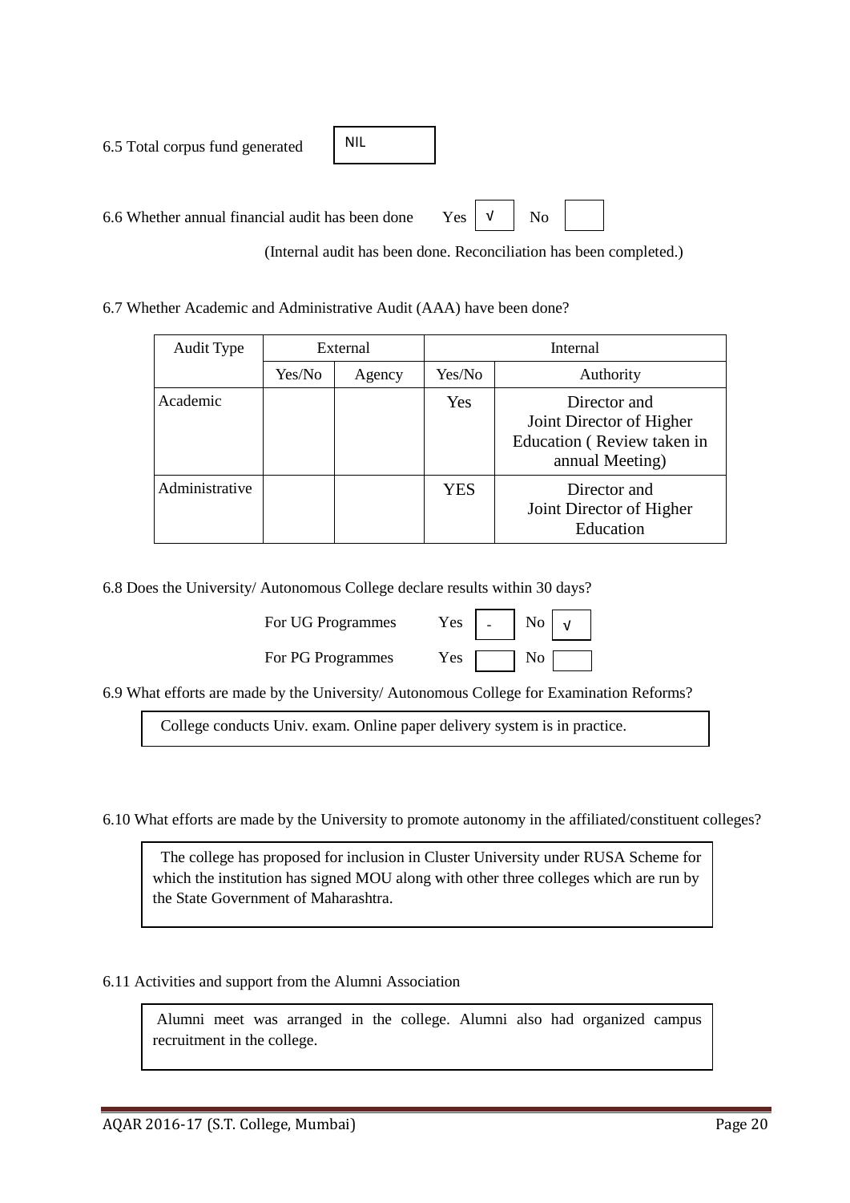6.5 Total corpus fund generated NIL

6.6 Whether annual financial audit has been done Yes √ No

(Internal audit has been done. Reconciliation has been completed.)

6.7 Whether Academic and Administrative Audit (AAA) have been done?

| Audit Type | External | | Internal | |
|---|---|---|---|---|
| | Yes/No | Agency | Yes/No | Authority |
| Academic | | | Yes | Director and Joint Director of Higher Education ( Review taken in annual Meeting) |
| Administrative | | | YES | Director and Joint Director of Higher Education |

6.8 Does the University/ Autonomous College declare results within 30 days?

For UG Programmes Yes - No √

For PG Programmes Yes No

6.9 What efforts are made by the University/ Autonomous College for Examination Reforms?

College conducts Univ. exam. Online paper delivery system is in practice.

6.10 What efforts are made by the University to promote autonomy in the affiliated/constituent colleges?

The college has proposed for inclusion in Cluster University under RUSA Scheme for which the institution has signed MOU along with other three colleges which are run by the State Government of Maharashtra.

6.11 Activities and support from the Alumni Association

Alumni meet was arranged in the college. Alumni also had organized campus recruitment in the college.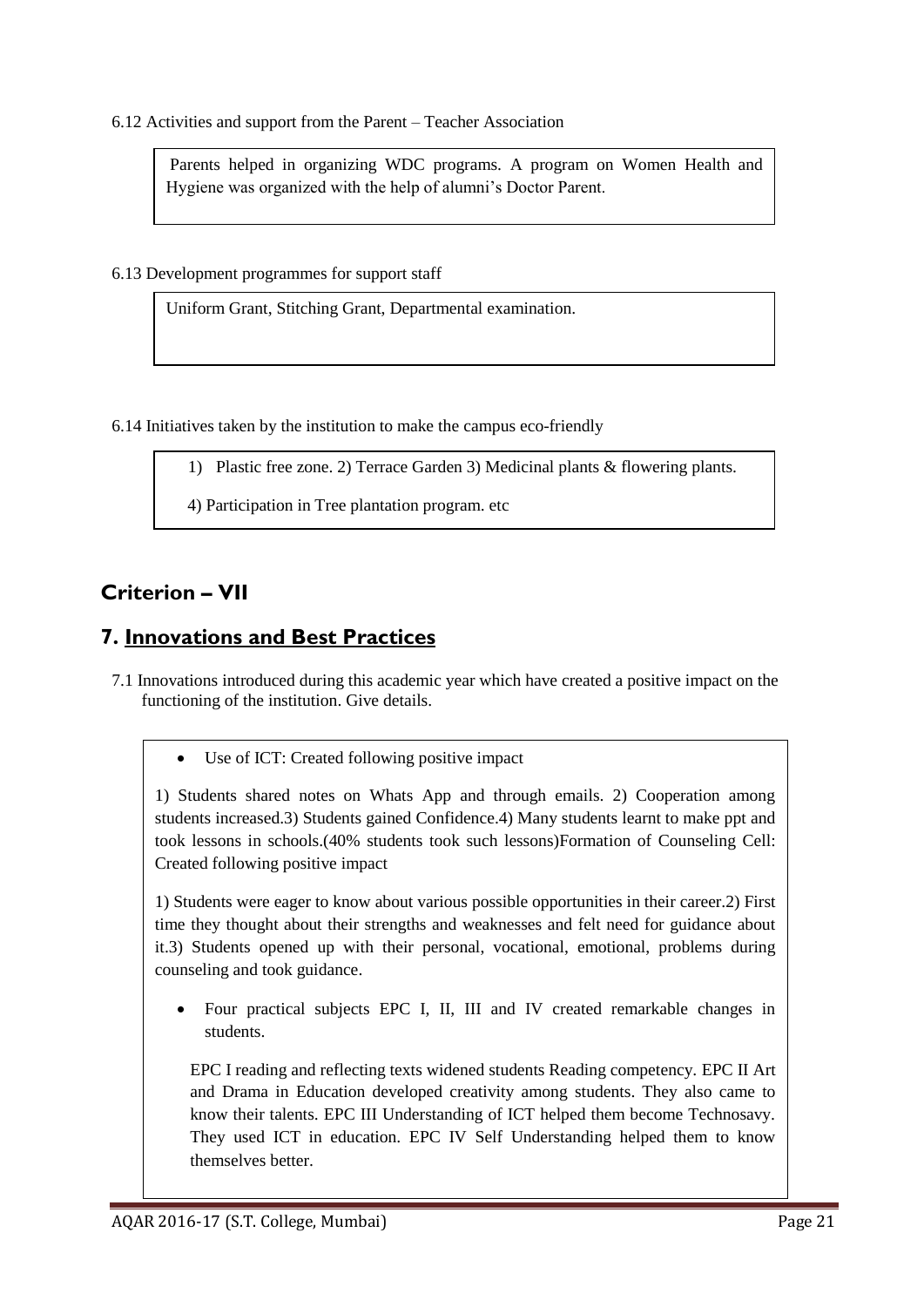6.12 Activities and support from the Parent – Teacher Association

Parents helped in organizing WDC programs. A program on Women Health and Hygiene was organized with the help of alumni's Doctor Parent.

6.13 Development programmes for support staff

Uniform Grant, Stitching Grant, Departmental examination.

6.14 Initiatives taken by the institution to make the campus eco-friendly

1) Plastic free zone. 2) Terrace Garden 3) Medicinal plants & flowering plants.

4) Participation in Tree plantation program. etc

## Criterion – VII

## 7. Innovations and Best Practices

7.1 Innovations introduced during this academic year which have created a positive impact on the functioning of the institution. Give details.

- Use of ICT: Created following positive impact

1) Students shared notes on Whats App and through emails. 2) Cooperation among students increased.3) Students gained Confidence.4) Many students learnt to make ppt and took lessons in schools.(40% students took such lessons)Formation of Counseling Cell: Created following positive impact

1) Students were eager to know about various possible opportunities in their career.2) First time they thought about their strengths and weaknesses and felt need for guidance about it.3) Students opened up with their personal, vocational, emotional, problems during counseling and took guidance.

- Four practical subjects EPC I, II, III and IV created remarkable changes in students.

EPC I reading and reflecting texts widened students Reading competency. EPC II Art and Drama in Education developed creativity among students. They also came to know their talents. EPC III Understanding of ICT helped them become Technosavy. They used ICT in education. EPC IV Self Understanding helped them to know themselves better.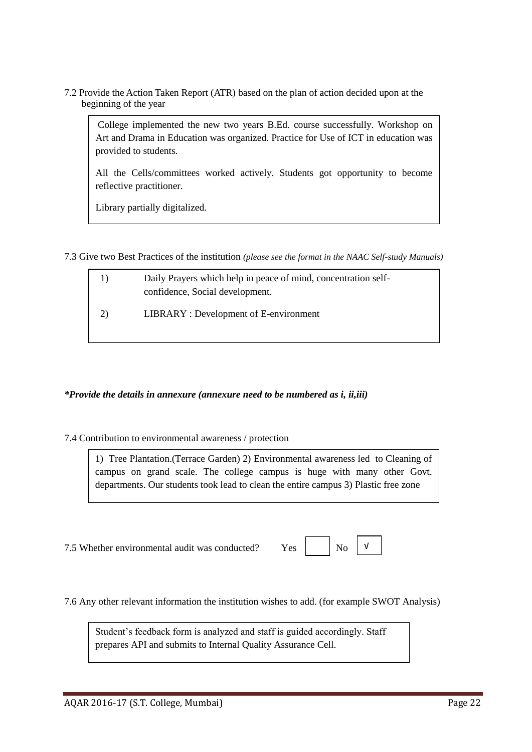7.2 Provide the Action Taken Report (ATR) based on the plan of action decided upon at the beginning of the year

College implemented the new two years B.Ed. course successfully. Workshop on Art and Drama in Education was organized. Practice for Use of ICT in education was provided to students.

All the Cells/committees worked actively. Students got opportunity to become reflective practitioner.

Library partially digitalized.

7.3 Give two Best Practices of the institution *(please see the format in the NAAC Self-study Manuals)*

1) Daily Prayers which help in peace of mind, concentration self-confidence, Social development.

2) LIBRARY : Development of E-environment

***Provide the details in annexure (annexure need to be numbered as i, ii,iii)***

7.4 Contribution to environmental awareness / protection

1) Tree Plantation.(Terrace Garden) 2) Environmental awareness led to Cleaning of campus on grand scale. The college campus is huge with many other Govt. departments. Our students took lead to clean the entire campus 3) Plastic free zone

7.5 Whether environmental audit was conducted? Yes [ ] No [√]

7.6 Any other relevant information the institution wishes to add. (for example SWOT Analysis)

Student's feedback form is analyzed and staff is guided accordingly. Staff prepares API and submits to Internal Quality Assurance Cell.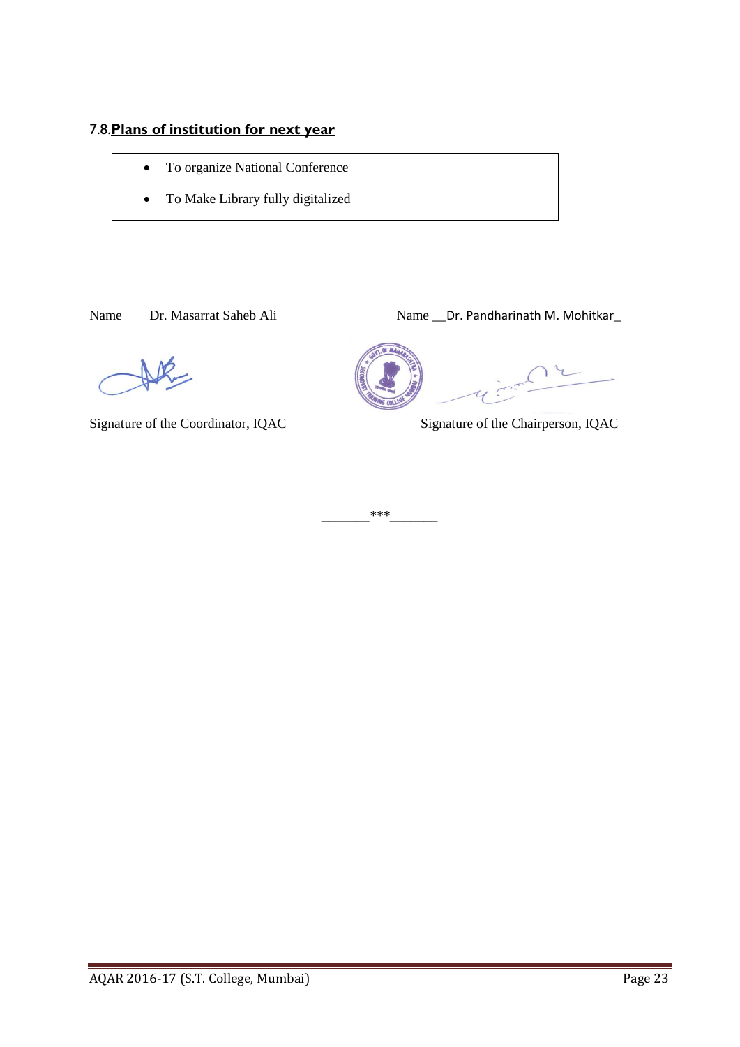### 7.8. **Plans of institution for next year**

- To organize National Conference
- To Make Library fully digitalized

Name Dr. Masarrat Saheb Ali

Signature of the Coordinator, IQAC

Name __Dr. Pandharinath M. Mohitkar_

Signature of the Chairperson, IQAC

_______***_______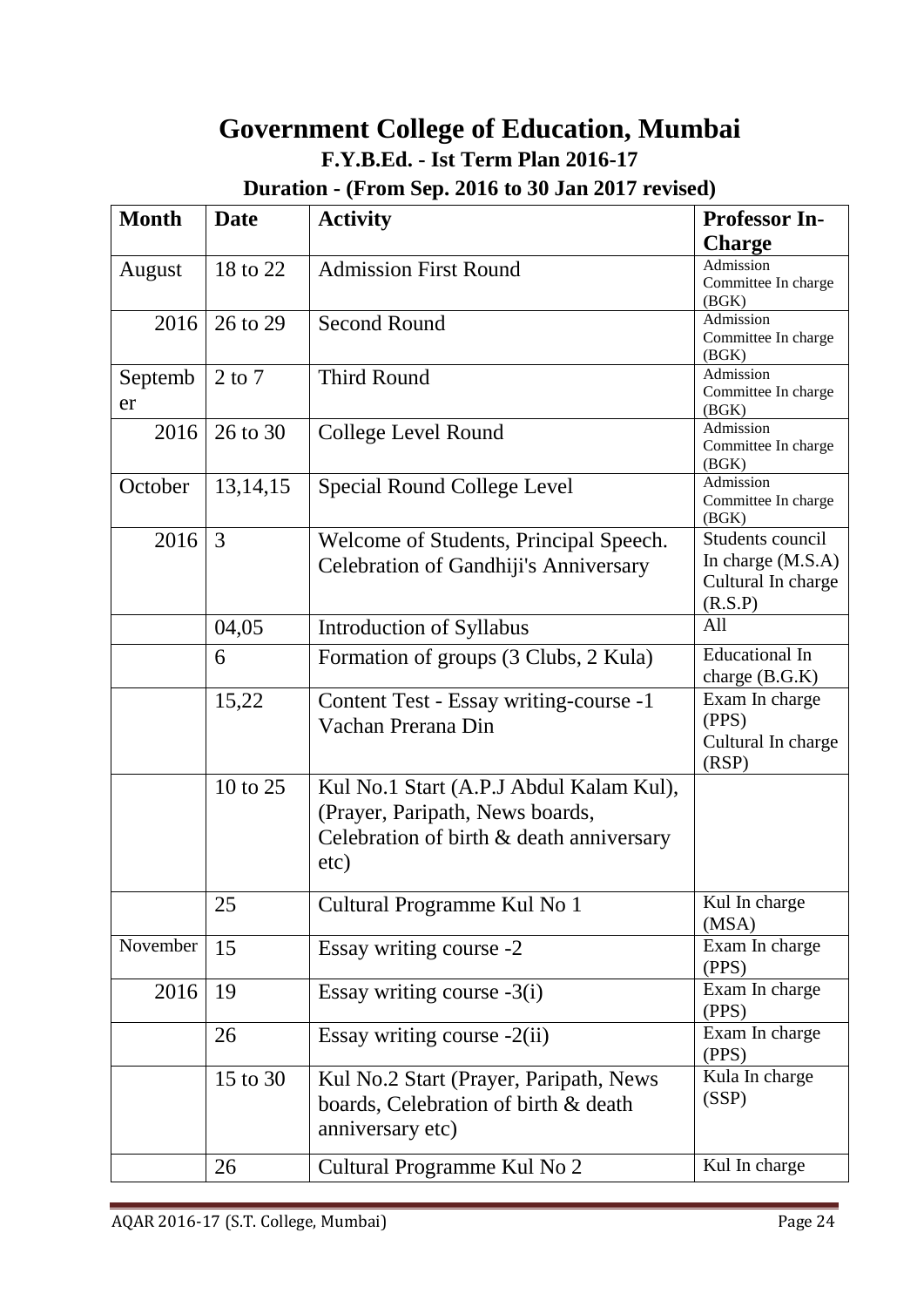# Government College of Education, Mumbai

## F.Y.B.Ed. - Ist Term Plan 2016-17

## Duration - (From Sep. 2016 to 30 Jan 2017 revised)

| Month | Date | Activity | Professor In-Charge |
|---|---|---|---|
| August | 18 to 22 | Admission First Round | Admission Committee In charge (BGK) |
| 2016 | 26 to 29 | Second Round | Admission Committee In charge (BGK) |
| September | 2 to 7 | Third Round | Admission Committee In charge (BGK) |
| 2016 | 26 to 30 | College Level Round | Admission Committee In charge (BGK) |
| October | 13,14,15 | Special Round College Level | Admission Committee In charge (BGK) |
| 2016 | 3 | Welcome of Students, Principal Speech. Celebration of Gandhiji's Anniversary | Students council In charge (M.S.A) Cultural In charge (R.S.P) |
| | 04,05 | Introduction of Syllabus | All |
| | 6 | Formation of groups (3 Clubs, 2 Kula) | Educational In charge (B.G.K) |
| | 15,22 | Content Test - Essay writing-course -1 Vachan Prerana Din | Exam In charge (PPS) Cultural In charge (RSP) |
| | 10 to 25 | Kul No.1 Start (A.P.J Abdul Kalam Kul), (Prayer, Paripath, News boards, Celebration of birth & death anniversary etc) | |
| | 25 | Cultural Programme Kul No 1 | Kul In charge (MSA) |
| November | 15 | Essay writing course -2 | Exam In charge (PPS) |
| 2016 | 19 | Essay writing course -3(i) | Exam In charge (PPS) |
| | 26 | Essay writing course -2(ii) | Exam In charge (PPS) |
| | 15 to 30 | Kul No.2 Start (Prayer, Paripath, News boards, Celebration of birth & death anniversary etc) | Kula In charge (SSP) |
| | 26 | Cultural Programme Kul No 2 | Kul In charge |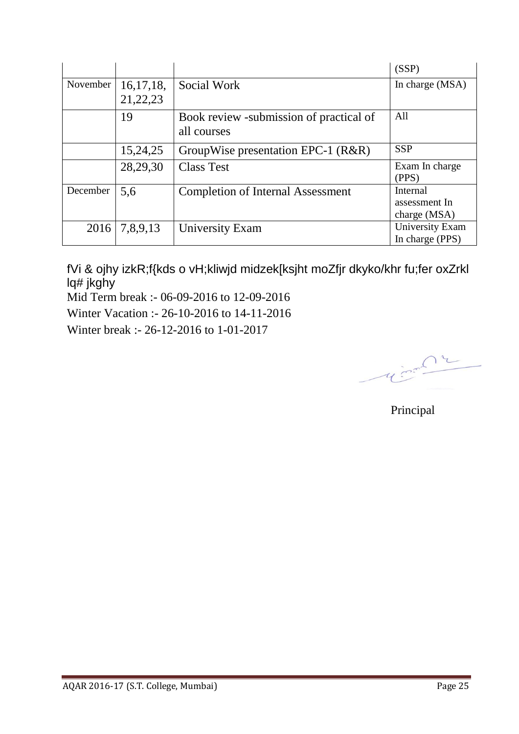| | | | |
|---|---|---|---|
| | | | (SSP) |
| November | 16,17,18, 21,22,23 | Social Work | In charge (MSA) |
| | 19 | Book review -submission of practical of all courses | All |
| | 15,24,25 | GroupWise presentation EPC-1 (R&R) | SSP |
| | 28,29,30 | Class Test | Exam In charge (PPS) |
| December | 5,6 | Completion of Internal Assessment | Internal assessment In charge (MSA) |
| 2016 | 7,8,9,13 | University Exam | University Exam In charge (PPS) |

fVi & ojhy izkR;f{kds o vH;kliwjd midzek[ksjht moZfjr dkyko/khr fu;fer oxZrkl lq# jkghy

Mid Term break :- 06-09-2016 to 12-09-2016

Winter Vacation :- 26-10-2016 to 14-11-2016

Winter break :- 26-12-2016 to 1-01-2017

Principal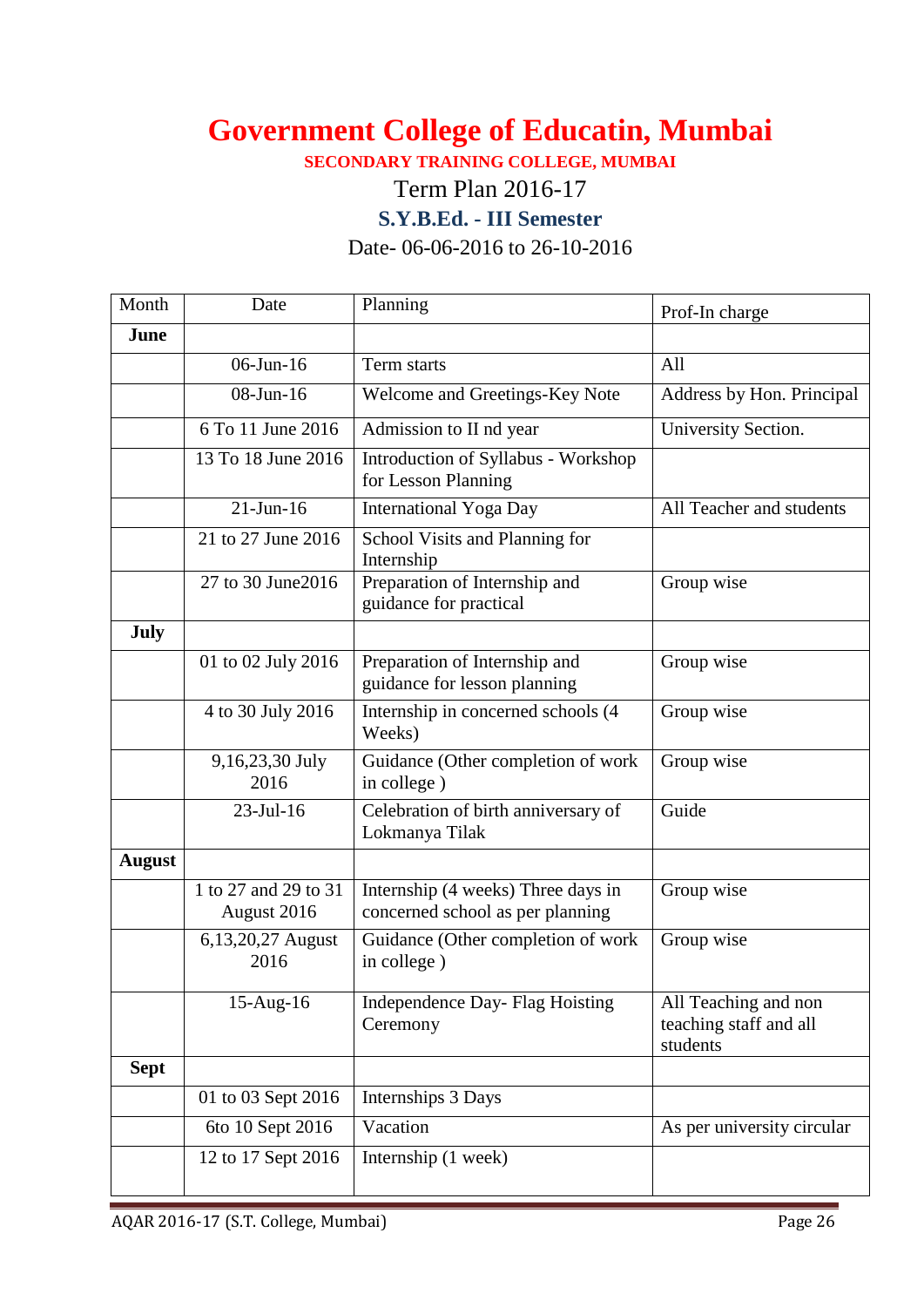# Government College of Educatin, Mumbai

**SECONDARY TRAINING COLLEGE, MUMBAI**

Term Plan 2016-17

**S.Y.B.Ed. - III Semester**

Date- 06-06-2016 to 26-10-2016

| Month | Date | Planning | Prof-In charge |
|---|---|---|---|
| **June** | | | |
| | 06-Jun-16 | Term starts | All |
| | 08-Jun-16 | Welcome and Greetings-Key Note | Address by Hon. Principal |
| | 6 To 11 June 2016 | Admission to II nd year | University Section. |
| | 13 To 18 June 2016 | Introduction of Syllabus - Workshop for Lesson Planning | |
| | 21-Jun-16 | International Yoga Day | All Teacher and students |
| | 21 to 27 June 2016 | School Visits and Planning for Internship | |
| | 27 to 30 June2016 | Preparation of Internship and guidance for practical | Group wise |
| **July** | | | |
| | 01 to 02 July 2016 | Preparation of Internship and guidance for lesson planning | Group wise |
| | 4 to 30 July 2016 | Internship in concerned schools (4 Weeks) | Group wise |
| | 9,16,23,30 July 2016 | Guidance (Other completion of work in college ) | Group wise |
| | 23-Jul-16 | Celebration of birth anniversary of Lokmanya Tilak | Guide |
| **August** | | | |
| | 1 to 27 and 29 to 31 August 2016 | Internship (4 weeks) Three days in concerned school as per planning | Group wise |
| | 6,13,20,27 August 2016 | Guidance (Other completion of work in college ) | Group wise |
| | 15-Aug-16 | Independence Day- Flag Hoisting Ceremony | All Teaching and non teaching staff and all students |
| **Sept** | | | |
| | 01 to 03 Sept 2016 | Internships 3 Days | |
| | 6to 10 Sept 2016 | Vacation | As per university circular |
| | 12 to 17 Sept 2016 | Internship (1 week) | |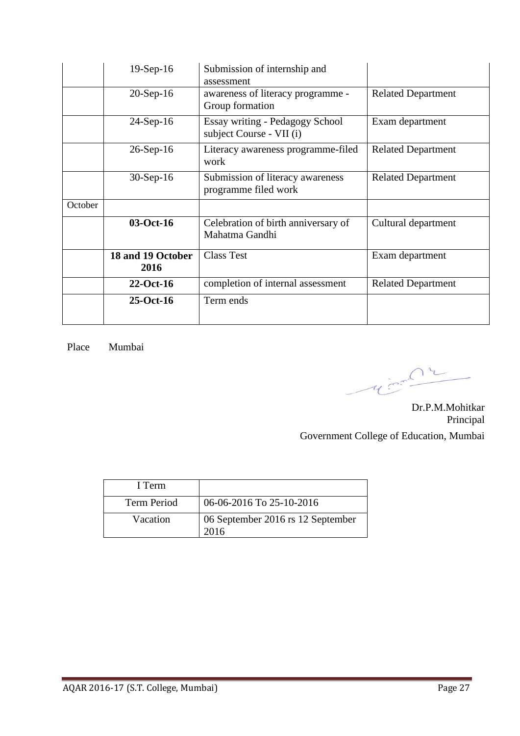| | | | |
|---|---|---|---|
| | 19-Sep-16 | Submission of internship and assessment | |
| | 20-Sep-16 | awareness of literacy programme - Group formation | Related Department |
| | 24-Sep-16 | Essay writing - Pedagogy School subject Course - VII (i) | Exam department |
| | 26-Sep-16 | Literacy awareness programme-filed work | Related Department |
| | 30-Sep-16 | Submission of literacy awareness programme filed work | Related Department |
| October | | | |
| | **03-Oct-16** | Celebration of birth anniversary of Mahatma Gandhi | Cultural department |
| | **18 and 19 October 2016** | Class Test | Exam department |
| | **22-Oct-16** | completion of internal assessment | Related Department |
| | **25-Oct-16** | Term ends | |

Place Mumbai

Dr.P.M.Mohitkar
Principal
Government College of Education, Mumbai

| | |
|---|---|
| I Term | |
| Term Period | 06-06-2016 To 25-10-2016 |
| Vacation | 06 September 2016 rs 12 September 2016 |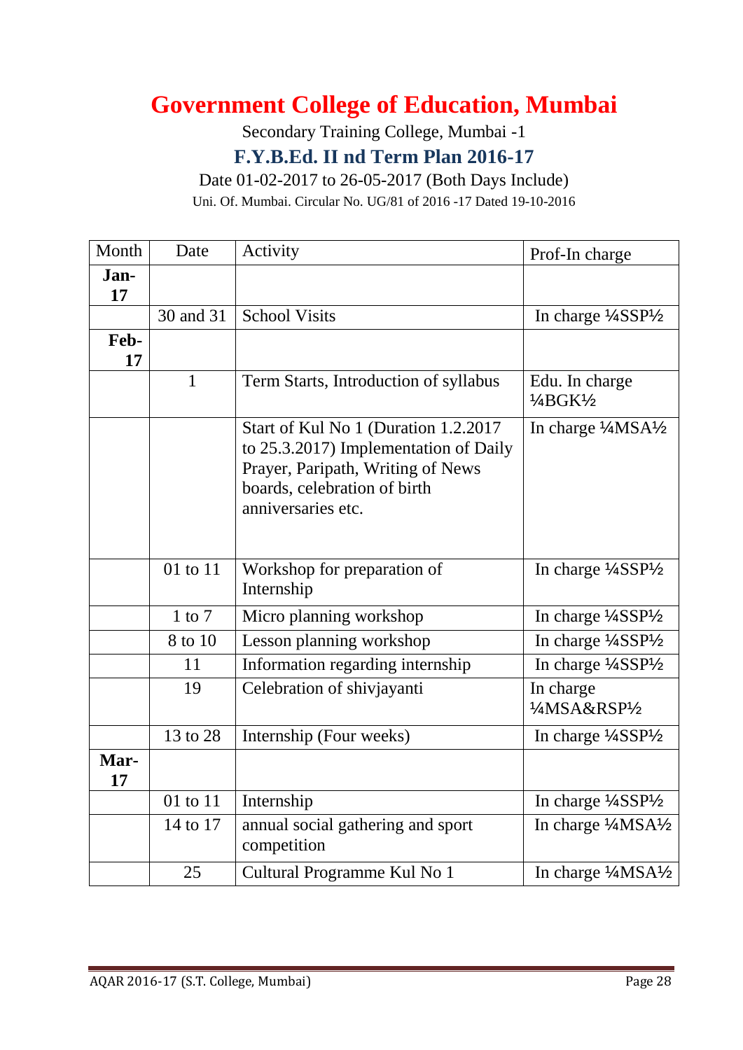# Government College of Education, Mumbai

Secondary Training College, Mumbai -1

## F.Y.B.Ed. II nd Term Plan 2016-17

Date 01-02-2017 to 26-05-2017 (Both Days Include)

Uni. Of. Mumbai. Circular No. UG/81 of 2016 -17 Dated 19-10-2016

| Month | Date | Activity | Prof-In charge |
|---|---|---|---|
| **Jan-17** | | | |
| | 30 and 31 | School Visits | In charge ¼SSP½ |
| **Feb-17** | | | |
| | 1 | Term Starts, Introduction of syllabus | Edu. In charge ¼BGK½ |
| | | Start of Kul No 1 (Duration 1.2.2017 to 25.3.2017) Implementation of Daily Prayer, Paripath, Writing of News boards, celebration of birth anniversaries etc. | In charge ¼MSA½ |
| | 01 to 11 | Workshop for preparation of Internship | In charge ¼SSP½ |
| | 1 to 7 | Micro planning workshop | In charge ¼SSP½ |
| | 8 to 10 | Lesson planning workshop | In charge ¼SSP½ |
| | 11 | Information regarding internship | In charge ¼SSP½ |
| | 19 | Celebration of shivjayanti | In charge ¼MSA&RSP½ |
| | 13 to 28 | Internship (Four weeks) | In charge ¼SSP½ |
| **Mar-17** | | | |
| | 01 to 11 | Internship | In charge ¼SSP½ |
| | 14 to 17 | annual social gathering and sport competition | In charge ¼MSA½ |
| | 25 | Cultural Programme Kul No 1 | In charge ¼MSA½ |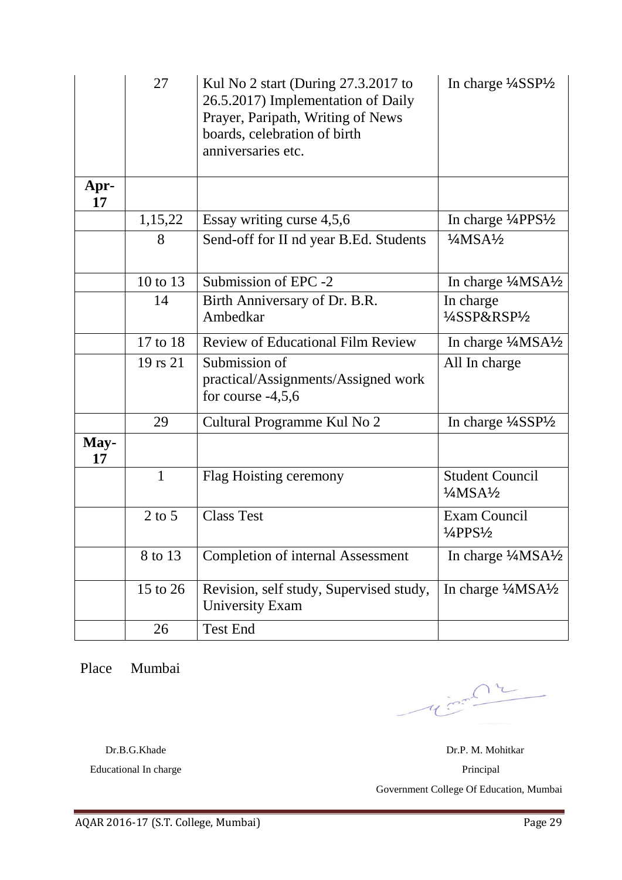| | | | |
|---|---|---|---|
| | 27 | Kul No 2 start (During 27.3.2017 to 26.5.2017) Implementation of Daily Prayer, Paripath, Writing of News boards, celebration of birth anniversaries etc. | In charge ¼SSP½ |
| **Apr-17** | | | |
| | 1,15,22 | Essay writing curse 4,5,6 | In charge ¼PPS½ |
| | 8 | Send-off for II nd year B.Ed. Students | ¼MSA½ |
| | 10 to 13 | Submission of EPC -2 | In charge ¼MSA½ |
| | 14 | Birth Anniversary of Dr. B.R. Ambedkar | In charge ¼SSP&RSP½ |
| | 17 to 18 | Review of Educational Film Review | In charge ¼MSA½ |
| | 19 rs 21 | Submission of practical/Assignments/Assigned work for course -4,5,6 | All In charge |
| | 29 | Cultural Programme Kul No 2 | In charge ¼SSP½ |
| **May-17** | | | |
| | 1 | Flag Hoisting ceremony | Student Council ¼MSA½ |
| | 2 to 5 | Class Test | Exam Council ¼PPS½ |
| | 8 to 13 | Completion of internal Assessment | In charge ¼MSA½ |
| | 15 to 26 | Revision, self study, Supervised study, University Exam | In charge ¼MSA½ |
| | 26 | Test End | |

Place Mumbai

Dr.B.G.Khade
Educational In charge

Dr.P. M. Mohitkar
Principal
Government College Of Education, Mumbai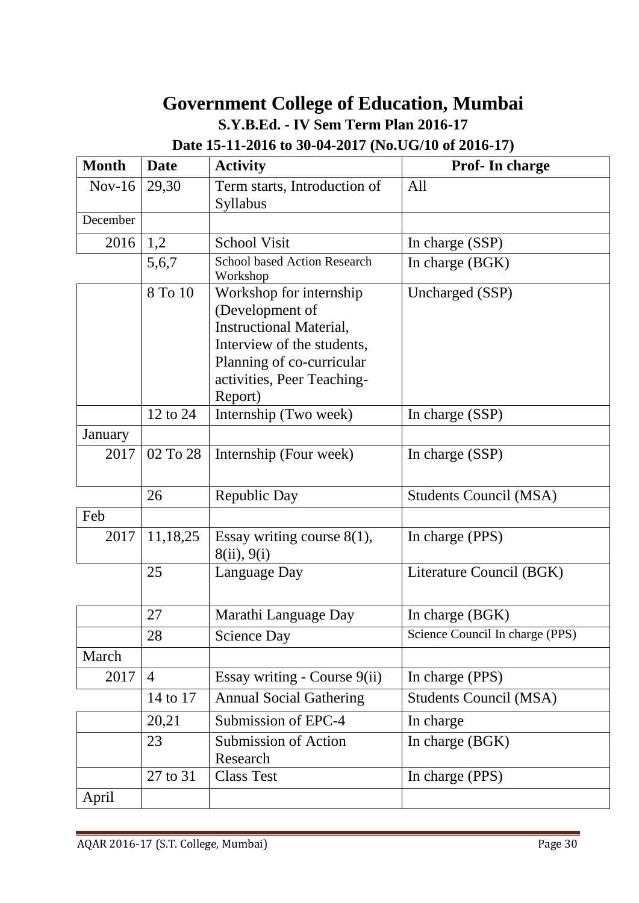# Government College of Education, Mumbai

## S.Y.B.Ed. - IV Sem Term Plan 2016-17

### Date 15-11-2016 to 30-04-2017 (No.UG/10 of 2016-17)

| Month | Date | Activity | Prof- In charge |
|---|---|---|---|
| Nov-16 | 29,30 | Term starts, Introduction of Syllabus | All |
| December | | | |
| 2016 | 1,2 | School Visit | In charge (SSP) |
| | 5,6,7 | School based Action Research Workshop | In charge (BGK) |
| | 8 To 10 | Workshop for internship (Development of Instructional Material, Interview of the students, Planning of co-curricular activities, Peer Teaching-Report) | Uncharged (SSP) |
| | 12 to 24 | Internship (Two week) | In charge (SSP) |
| January | | | |
| 2017 | 02 To 28 | Internship (Four week) | In charge (SSP) |
| | 26 | Republic Day | Students Council (MSA) |
| Feb | | | |
| 2017 | 11,18,25 | Essay writing course 8(1), 8(ii), 9(i) | In charge (PPS) |
| | 25 | Language Day | Literature Council (BGK) |
| | 27 | Marathi Language Day | In charge (BGK) |
| | 28 | Science Day | Science Council In charge (PPS) |
| March | | | |
| 2017 | 4 | Essay writing - Course 9(ii) | In charge (PPS) |
| | 14 to 17 | Annual Social Gathering | Students Council (MSA) |
| | 20,21 | Submission of EPC-4 | In charge |
| | 23 | Submission of Action Research | In charge (BGK) |
| | 27 to 31 | Class Test | In charge (PPS) |
| April | | | |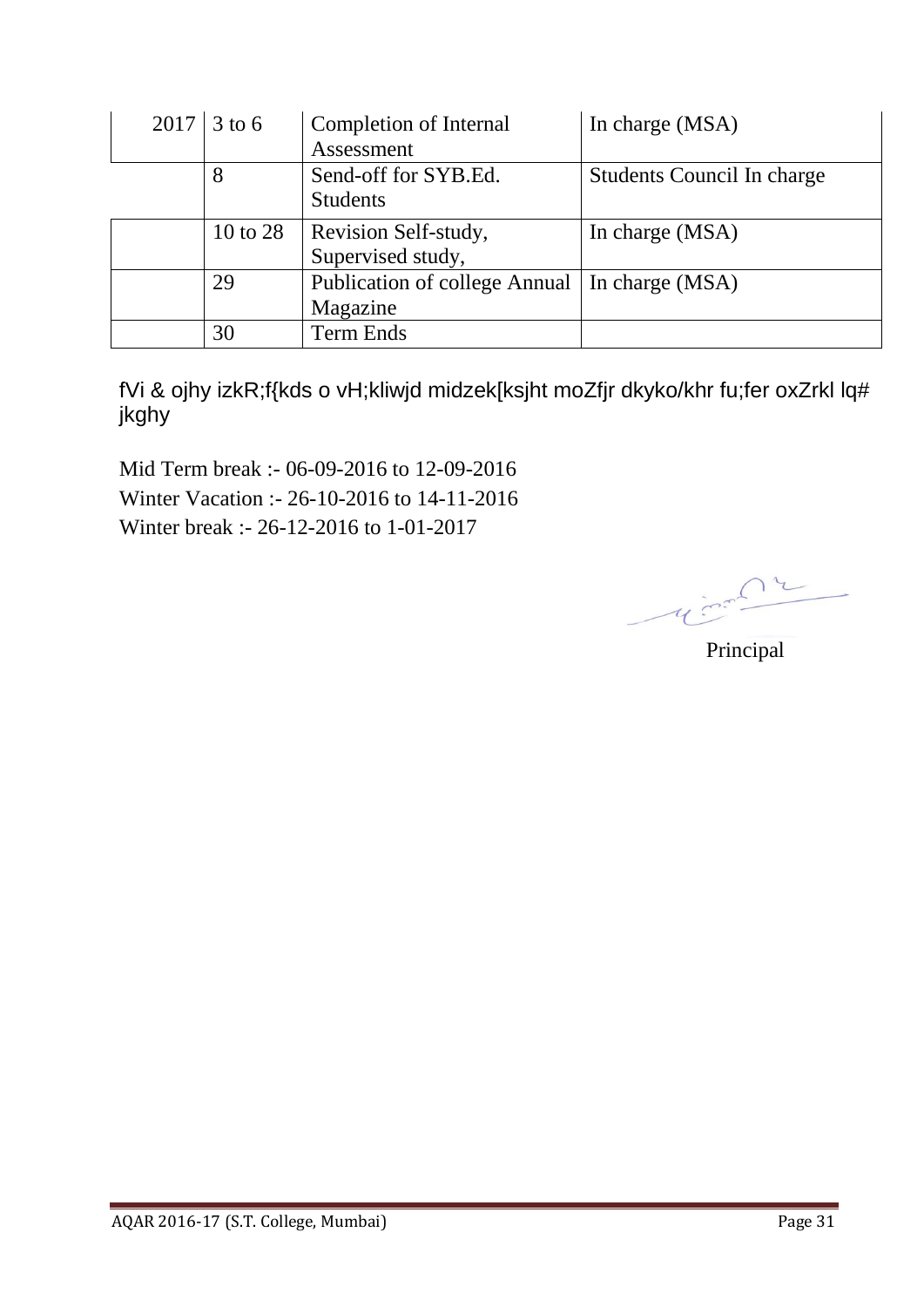| | | | |
|---|---|---|---|
| 2017 | 3 to 6 | Completion of Internal Assessment | In charge (MSA) |
| | 8 | Send-off for SYB.Ed. Students | Students Council In charge |
| | 10 to 28 | Revision Self-study, Supervised study, | In charge (MSA) |
| | 29 | Publication of college Annual Magazine | In charge (MSA) |
| | 30 | Term Ends | |

fVi & ojhy izkR;f{kds o vH;kliwjd midzek[ksjht moZfjr dkyko/khr fu;fer oxZrkl lq# jkghy

Mid Term break :- 06-09-2016 to 12-09-2016

Winter Vacation :- 26-10-2016 to 14-11-2016

Winter break :- 26-12-2016 to 1-01-2017

Principal